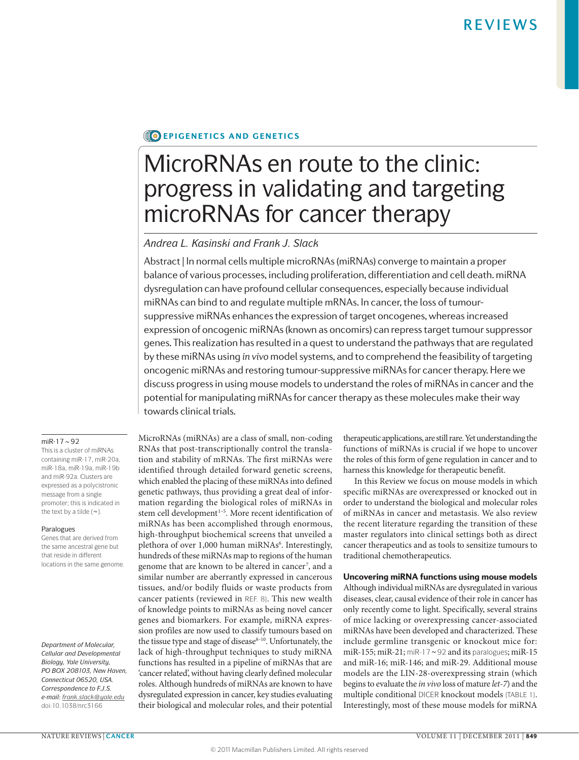EPIGENETICS AND GENETICS

# MicroRNAs en route to the clinic: progress in validating and targeting microRNAs for cancer therapy

*Andrea L. Kasinski and Frank J. Slack*

Abstract | In normal cells multiple microRNAs (miRNAs) converge to maintain a proper balance of various processes, including proliferation, differentiation and cell death. miRNA dysregulation can have profound cellular consequences, especially because individual miRNAs can bind to and regulate multiple mRNAs. In cancer, the loss of tumour-suppressive miRNAs enhances the expression of target oncogenes, whereas increased expression of oncogenic miRNAs (known as oncomirs) can repress target tumour suppressor genes. This realization has resulted in a quest to understand the pathways that are regulated by these miRNAs using *in vivo* model systems, and to comprehend the feasibility of targeting oncogenic miRNAs and restoring tumour-suppressive miRNAs for cancer therapy. Here we discuss progress in using mouse models to understand the roles of miRNAs in cancer and the potential for manipulating miRNAs for cancer therapy as these molecules make their way towards clinical trials.

**miR-17 ~ 92**
This is a cluster of miRNAs containing miR-17, miR-20a, miR-18a, miR-19a, miR-19b and miR-92a. Clusters are expressed as a polycistronic message from a single promoter; this is indicated in the text by a tilde (~).

**Paralogues**
Genes that are derived from the same ancestral gene but that reside in different locations in the same genome.

*Department of Molecular, Cellular and Developmental Biology, Yale University, PO BOX 208103, New Haven, Connecticut 06520, USA. Correspondence to F.J.S. e-mail: frank.slack@yale.edu*
doi:10.1038/nrc3166

MicroRNAs (miRNAs) are a class of small, non-coding RNAs that post-transcriptionally control the translation and stability of mRNAs. The first miRNAs were identified through detailed forward genetic screens, which enabled the placing of these miRNAs into defined genetic pathways, thus providing a great deal of information regarding the biological roles of miRNAs in stem cell development[1–5]. More recent identification of miRNAs has been accomplished through enormous, high-throughput biochemical screens that unveiled a plethora of over 1,000 human miRNAs[6]. Interestingly, hundreds of these miRNAs map to regions of the human genome that are known to be altered in cancer[7], and a similar number are aberrantly expressed in cancerous tissues, and/or bodily fluids or waste products from cancer patients (reviewed in REF. 8). This new wealth of knowledge points to miRNAs as being novel cancer genes and biomarkers. For example, miRNA expression profiles are now used to classify tumours based on the tissue type and stage of disease[8–10]. Unfortunately, the lack of high-throughput techniques to study miRNA functions has resulted in a pipeline of miRNAs that are 'cancer related', without having clearly defined molecular roles. Although hundreds of miRNAs are known to have dysregulated expression in cancer, key studies evaluating their biological and molecular roles, and their potential therapeutic applications, are still rare. Yet understanding the functions of miRNAs is crucial if we hope to uncover the roles of this form of gene regulation in cancer and to harness this knowledge for therapeutic benefit.

In this Review we focus on mouse models in which specific miRNAs are overexpressed or knocked out in order to understand the biological and molecular roles of miRNAs in cancer and metastasis. We also review the recent literature regarding the transition of these master regulators into clinical settings both as direct cancer therapeutics and as tools to sensitize tumours to traditional chemotherapeutics.

## Uncovering miRNA functions using mouse models

Although individual miRNAs are dysregulated in various diseases, clear, causal evidence of their role in cancer has only recently come to light. Specifically, several strains of mice lacking or overexpressing cancer-associated miRNAs have been developed and characterized. These include germline transgenic or knockout mice for: miR-155; miR-21; miR-17 ~ 92 and its paralogues; miR-15 and miR-16; miR-146; and miR-29. Additional mouse models are the LIN-28-overexpressing strain (which begins to evaluate the *in vivo* loss of mature *let-7*) and the multiple conditional DICER knockout models (TABLE 1). Interestingly, most of these mouse models for miRNA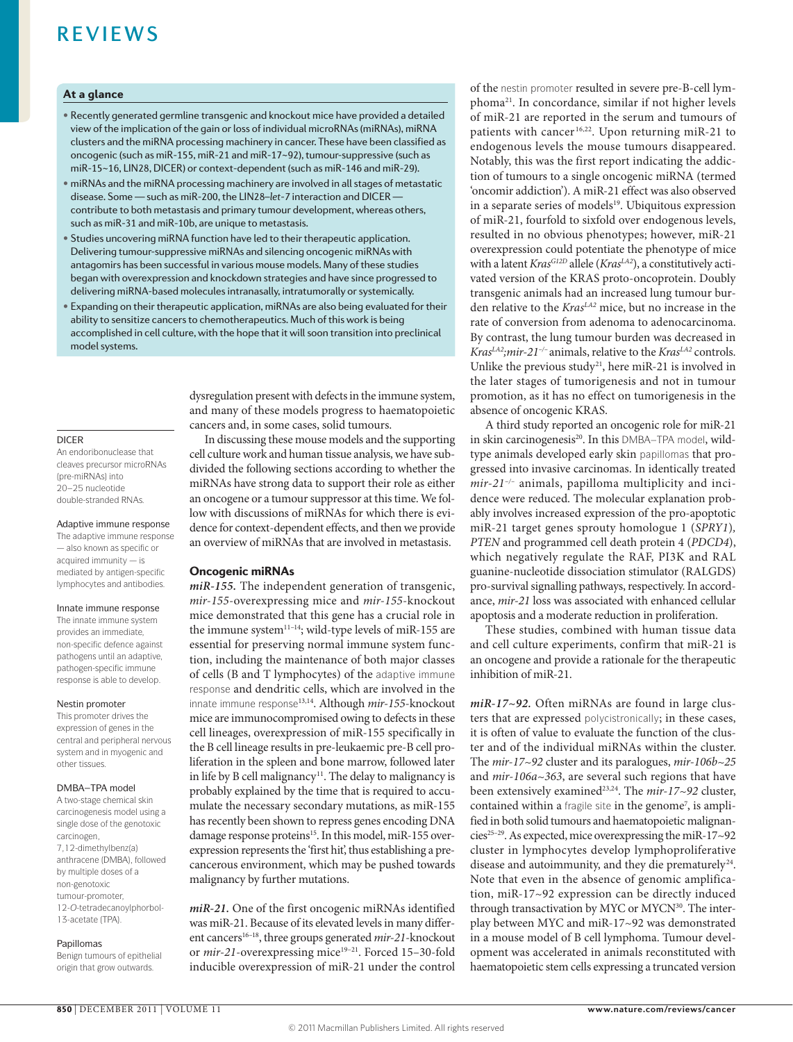## At a glance

- Recently generated germline transgenic and knockout mice have provided a detailed view of the implication of the gain or loss of individual microRNAs (miRNAs), miRNA clusters and the miRNA processing machinery in cancer. These have been classified as oncogenic (such as miR-155, miR-21 and miR-17~92), tumour-suppressive (such as miR-15~16, LIN28, DICER) or context-dependent (such as miR-146 and miR-29).
- miRNAs and the miRNA processing machinery are involved in all stages of metastatic disease. Some — such as miR-200, the LIN28–*let-7* interaction and DICER — contribute to both metastasis and primary tumour development, whereas others, such as miR-31 and miR-10b, are unique to metastasis.
- Studies uncovering miRNA function have led to their therapeutic application. Delivering tumour-suppressive miRNAs and silencing oncogenic miRNAs with antagomirs has been successful in various mouse models. Many of these studies began with overexpression and knockdown strategies and have since progressed to delivering miRNA-based molecules intranasally, intratumorally or systemically.
- Expanding on their therapeutic application, miRNAs are also being evaluated for their ability to sensitize cancers to chemotherapeutics. Much of this work is being accomplished in cell culture, with the hope that it will soon transition into preclinical model systems.

dysregulation present with defects in the immune system, and many of these models progress to haematopoietic cancers and, in some cases, solid tumours.

In discussing these mouse models and the supporting cell culture work and human tissue analysis, we have subdivided the following sections according to whether the miRNAs have strong data to support their role as either an oncogene or a tumour suppressor at this time. We follow with discussions of miRNAs for which there is evidence for context-dependent effects, and then we provide an overview of miRNAs that are involved in metastasis.

## Oncogenic miRNAs

***miR-155.*** The independent generation of transgenic, *mir-155*-overexpressing mice and *mir-155*-knockout mice demonstrated that this gene has a crucial role in the immune system[11–14]; wild-type levels of miR-155 are essential for preserving normal immune system function, including the maintenance of both major classes of cells (B and T lymphocytes) of the adaptive immune response and dendritic cells, which are involved in the innate immune response[13,14]. Although *mir-155*-knockout mice are immunocompromised owing to defects in these cell lineages, overexpression of miR-155 specifically in the B cell lineage results in pre-leukaemic pre-B cell proliferation in the spleen and bone marrow, followed later in life by B cell malignancy[11]. The delay to malignancy is probably explained by the time that is required to accumulate the necessary secondary mutations, as miR-155 has recently been shown to repress genes encoding DNA damage response proteins[15]. In this model, miR-155 overexpression represents the 'first hit', thus establishing a precancerous environment, which may be pushed towards malignancy by further mutations.

***miR-21.*** One of the first oncogenic miRNAs identified was miR-21. Because of its elevated levels in many different cancers[16–18], three groups generated *mir-21*-knockout or *mir-21*-overexpressing mice[19–21]. Forced 15–30-fold inducible overexpression of miR-21 under the control of the nestin promoter resulted in severe pre-B-cell lymphoma[21]. In concordance, similar if not higher levels of miR-21 are reported in the serum and tumours of patients with cancer[16,22]. Upon returning miR-21 to endogenous levels the mouse tumours disappeared. Notably, this was the first report indicating the addiction of tumours to a single oncogenic miRNA (termed 'oncomir addiction'). A miR-21 effect was also observed in a separate series of models[19]. Ubiquitous expression of miR-21, fourfold to sixfold over endogenous levels, resulted in no obvious phenotypes; however, miR-21 overexpression could potentiate the phenotype of mice with a latent $Kras^{G12D}$ allele ($Kras^{LA2}$), a constitutively activated version of the KRAS proto-oncoprotein. Doubly transgenic animals had an increased lung tumour burden relative to the $Kras^{LA2}$ mice, but no increase in the rate of conversion from adenoma to adenocarcinoma. By contrast, the lung tumour burden was decreased in $Kras^{LA2}$;$mir\text{-}21^{-/-}$ animals, relative to the $Kras^{LA2}$ controls. Unlike the previous study[21], here miR-21 is involved in the later stages of tumorigenesis and not in tumour promotion, as it has no effect on tumorigenesis in the absence of oncogenic KRAS.

A third study reported an oncogenic role for miR-21 in skin carcinogenesis[20]. In this DMBA–TPA model, wild-type animals developed early skin papillomas that progressed into invasive carcinomas. In identically treated $mir\text{-}21^{-/-}$ animals, papilloma multiplicity and incidence were reduced. The molecular explanation probably involves increased expression of the pro-apoptotic miR-21 target genes sprouty homologue 1 (*SPRY1*), *PTEN* and programmed cell death protein 4 (*PDCD4*), which negatively regulate the RAF, PI3K and RAL guanine-nucleotide dissociation stimulator (RALGDS) pro-survival signalling pathways, respectively. In accordance, *mir-21* loss was associated with enhanced cellular apoptosis and a moderate reduction in proliferation.

These studies, combined with human tissue data and cell culture experiments, confirm that miR-21 is an oncogene and provide a rationale for the therapeutic inhibition of miR-21.

***miR-17~92.*** Often miRNAs are found in large clusters that are expressed polycistronically; in these cases, it is often of value to evaluate the function of the cluster and the individual miRNAs within the cluster. The *mir-17~92* cluster and its paralogues, *mir-106b~25* and *mir-106a~363*, are several such regions that have been extensively examined[23,24]. The *mir-17~92* cluster, contained within a fragile site in the genome[7], is amplified in both solid tumours and haematopoietic malignancies[25–29]. As expected, mice overexpressing the miR-17~92 cluster in lymphocytes develop lymphoproliferative disease and autoimmunity, and they die prematurely[24]. Note that even in the absence of genomic amplification, miR-17~92 expression can be directly induced through transactivation by MYC or MYCN[30]. The interplay between MYC and miR-17~92 was demonstrated in a mouse model of B cell lymphoma. Tumour development was accelerated in animals reconstituted with haematopoietic stem cells expressing a truncated version

---

**DICER**
An endoribonuclease that cleaves precursor microRNAs (pre-miRNAs) into 20–25 nucleotide double-stranded RNAs.

**Adaptive immune response**
The adaptive immune response — also known as specific or acquired immunity — is mediated by antigen-specific lymphocytes and antibodies.

**Innate immune response**
The innate immune system provides an immediate, non-specific defence against pathogens until an adaptive, pathogen-specific immune response is able to develop.

**Nestin promoter**
This promoter drives the expression of genes in the central and peripheral nervous system and in myogenic and other tissues.

**DMBA–TPA model**
A two-stage chemical skin carcinogenesis model using a single dose of the genotoxic carcinogen, 7,12-dimethylbenz(a)anthracene (DMBA), followed by multiple doses of a non-genotoxic tumour-promoter, 12-*O*-tetradecanoylphorbol-13-acetate (TPA).

**Papillomas**
Benign tumours of epithelial origin that grow outwards.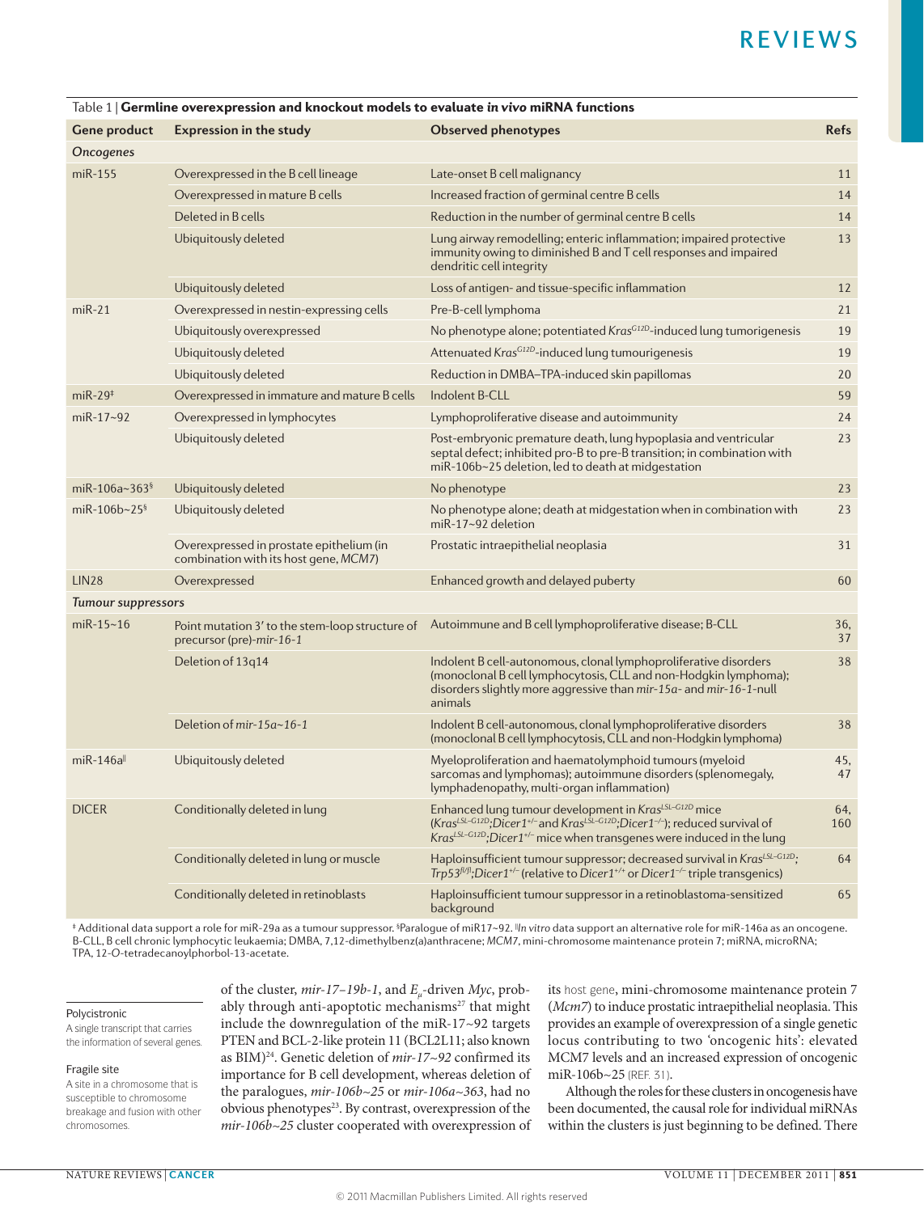Table 1 | **Germline overexpression and knockout models to evaluate *in vivo* miRNA functions**

| Gene product | Expression in the study | Observed phenotypes | Refs |
|---|---|---|---|
| *Oncogenes* | | | |
| miR-155 | Overexpressed in the B cell lineage | Late-onset B cell malignancy | 11 |
| | Overexpressed in mature B cells | Increased fraction of germinal centre B cells | 14 |
| | Deleted in B cells | Reduction in the number of germinal centre B cells | 14 |
| | Ubiquitously deleted | Lung airway remodelling; enteric inflammation; impaired protective immunity owing to diminished B and T cell responses and impaired dendritic cell integrity | 13 |
| | Ubiquitously deleted | Loss of antigen- and tissue-specific inflammation | 12 |
| miR-21 | Overexpressed in nestin-expressing cells | Pre-B-cell lymphoma | 21 |
| | Ubiquitously overexpressed | No phenotype alone; potentiated *Kras*$^{G12D}$-induced lung tumorigenesis | 19 |
| | Ubiquitously deleted | Attenuated *Kras*$^{G12D}$-induced lung tumourigenesis | 19 |
| | Ubiquitously deleted | Reduction in DMBA–TPA-induced skin papillomas | 20 |
| miR-29‡ | Overexpressed in immature and mature B cells | Indolent B-CLL | 59 |
| miR-17~92 | Overexpressed in lymphocytes | Lymphoproliferative disease and autoimmunity | 24 |
| | Ubiquitously deleted | Post-embryonic premature death, lung hypoplasia and ventricular septal defect; inhibited pro-B to pre-B transition; in combination with miR-106b~25 deletion, led to death at midgestation | 23 |
| miR-106a~363§ | Ubiquitously deleted | No phenotype | 23 |
| miR-106b~25§ | Ubiquitously deleted | No phenotype alone; death at midgestation when in combination with miR-17~92 deletion | 23 |
| | Overexpressed in prostate epithelium (in combination with its host gene, *MCM7*) | Prostatic intraepithelial neoplasia | 31 |
| LIN28 | Overexpressed | Enhanced growth and delayed puberty | 60 |
| *Tumour suppressors* | | | |
| miR-15~16 | Point mutation 3′ to the stem-loop structure of precursor (pre)-*mir-16-1* | Autoimmune and B cell lymphoproliferative disease; B-CLL | 36, 37 |
| | Deletion of 13q14 | Indolent B cell-autonomous, clonal lymphoproliferative disorders (monoclonal B cell lymphocytosis, CLL and non-Hodgkin lymphoma); disorders slightly more aggressive than *mir-15a*- and *mir-16-1*-null animals | 38 |
| | Deletion of *mir-15a~16-1* | Indolent B cell-autonomous, clonal lymphoproliferative disorders (monoclonal B cell lymphocytosis, CLL and non-Hodgkin lymphoma) | 38 |
| miR-146a‖ | Ubiquitously deleted | Myeloproliferation and haematolymphoid tumours (myeloid sarcomas and lymphomas); autoimmune disorders (splenomegaly, lymphadenopathy, multi-organ inflammation) | 45, 47 |
| DICER | Conditionally deleted in lung | Enhanced lung tumour development in *Kras*$^{LSL-G12D}$ mice (*Kras*$^{LSL-G12D}$;*Dicer1*$^{+/-}$ and *Kras*$^{LSL-G12D}$;*Dicer1*$^{-/-}$); reduced survival of *Kras*$^{LSL-G12D}$;*Dicer1*$^{+/-}$ mice when transgenes were induced in the lung | 64, 160 |
| | Conditionally deleted in lung or muscle | Haploinsufficient tumour suppressor; decreased survival in *Kras*$^{LSL-G12D}$;*Trp53*$^{fl/fl}$;*Dicer1*$^{+/-}$ (relative to *Dicer1*$^{+/+}$ or *Dicer1*$^{-/-}$ triple transgenics) | 64 |
| | Conditionally deleted in retinoblasts | Haploinsufficient tumour suppressor in a retinoblastoma-sensitized background | 65 |

‡ Additional data support a role for miR-29a as a tumour suppressor. §Paralogue of miR17~92. ‖*In vitro* data support an alternative role for miR-146a as an oncogene. B-CLL, B cell chronic lymphocytic leukaemia; DMBA, 7,12-dimethylbenz(a)anthracene; *MCM7*, mini-chromosome maintenance protein 7; miRNA, microRNA; TPA, 12-*O*-tetradecanoylphorbol-13-acetate.

**Polycistronic**
A single transcript that carries the information of several genes.

**Fragile site**
A site in a chromosome that is susceptible to chromosome breakage and fusion with other chromosomes.

of the cluster, *mir-17–19b-1*, and $E_{\mu}$-driven *Myc*, probably through anti-apoptotic mechanisms[27] that might include the downregulation of the miR-17~92 targets PTEN and BCL-2-like protein 11 (BCL2L11; also known as BIM)[24]. Genetic deletion of *mir-17~92* confirmed its importance for B cell development, whereas deletion of the paralogues, *mir-106b~25* or *mir-106a~363*, had no obvious phenotypes[23]. By contrast, overexpression of the *mir-106b~25* cluster cooperated with overexpression of its host gene, mini-chromosome maintenance protein 7 (*Mcm7*) to induce prostatic intraepithelial neoplasia. This provides an example of overexpression of a single genetic locus contributing to two 'oncogenic hits': elevated MCM7 levels and an increased expression of oncogenic miR-106b~25 (REF. 31).

Although the roles for these clusters in oncogenesis have been documented, the causal role for individual miRNAs within the clusters is just beginning to be defined. There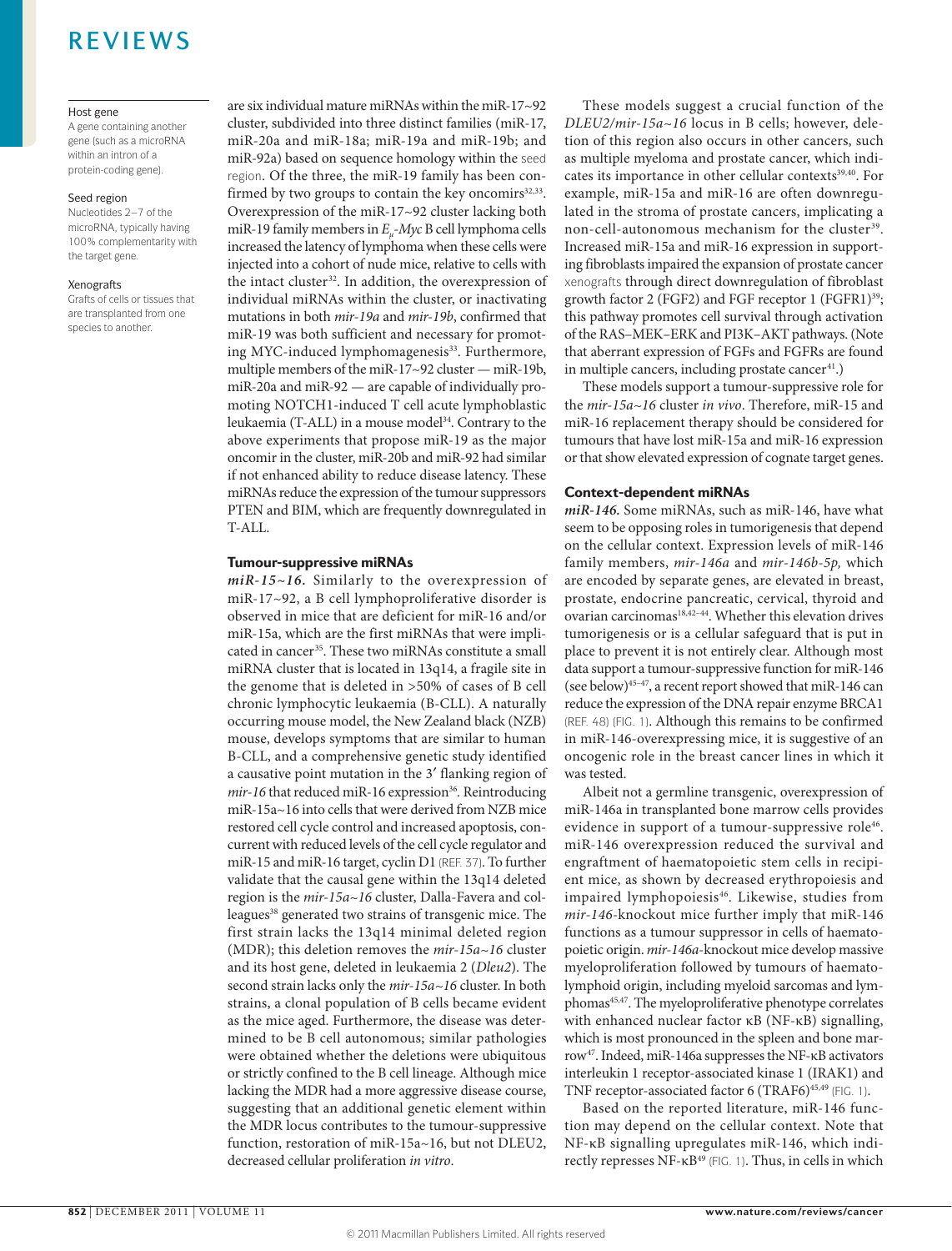**Host gene**
A gene containing another gene (such as a microRNA within an intron of a protein-coding gene).

**Seed region**
Nucleotides 2–7 of the microRNA, typically having 100% complementarity with the target gene.

**Xenografts**
Grafts of cells or tissues that are transplanted from one species to another.

are six individual mature miRNAs within the miR-17~92 cluster, subdivided into three distinct families (miR-17, miR-20a and miR-18a; miR-19a and miR-19b; and miR-92a) based on sequence homology within the seed region. Of the three, the miR-19 family has been confirmed by two groups to contain the key oncomirs[32,33]. Overexpression of the miR-17~92 cluster lacking both miR-19 family members in $E_{\mu}$-*Myc* B cell lymphoma cells increased the latency of lymphoma when these cells were injected into a cohort of nude mice, relative to cells with the intact cluster[32]. In addition, the overexpression of individual miRNAs within the cluster, or inactivating mutations in both *mir-19a* and *mir-19b*, confirmed that miR-19 was both sufficient and necessary for promoting MYC-induced lymphomagenesis[33]. Furthermore, multiple members of the miR-17~92 cluster — miR-19b, miR-20a and miR-92 — are capable of individually promoting NOTCH1-induced T cell acute lymphoblastic leukaemia (T-ALL) in a mouse model[34]. Contrary to the above experiments that propose miR-19 as the major oncomir in the cluster, miR-20b and miR-92 had similar if not enhanced ability to reduce disease latency. These miRNAs reduce the expression of the tumour suppressors PTEN and BIM, which are frequently downregulated in T-ALL.

## Tumour-suppressive miRNAs

***miR-15~16.*** Similarly to the overexpression of miR-17~92, a B cell lymphoproliferative disorder is observed in mice that are deficient for miR-16 and/or miR-15a, which are the first miRNAs that were implicated in cancer[35]. These two miRNAs constitute a small miRNA cluster that is located in 13q14, a fragile site in the genome that is deleted in >50% of cases of B cell chronic lymphocytic leukaemia (B-CLL). A naturally occurring mouse model, the New Zealand black (NZB) mouse, develops symptoms that are similar to human B-CLL, and a comprehensive genetic study identified a causative point mutation in the 3′ flanking region of *mir-16* that reduced miR-16 expression[36]. Reintroducing miR-15a~16 into cells that were derived from NZB mice restored cell cycle control and increased apoptosis, concurrent with reduced levels of the cell cycle regulator and miR-15 and miR-16 target, cyclin D1 (REF. 37). To further validate that the causal gene within the 13q14 deleted region is the *mir-15a~16* cluster, Dalla-Favera and colleagues[38] generated two strains of transgenic mice. The first strain lacks the 13q14 minimal deleted region (MDR); this deletion removes the *mir-15a~16* cluster and its host gene, deleted in leukaemia 2 (*Dleu2*). The second strain lacks only the *mir-15a~16* cluster. In both strains, a clonal population of B cells became evident as the mice aged. Furthermore, the disease was determined to be B cell autonomous; similar pathologies were obtained whether the deletions were ubiquitous or strictly confined to the B cell lineage. Although mice lacking the MDR had a more aggressive disease course, suggesting that an additional genetic element within the MDR locus contributes to the tumour-suppressive function, restoration of miR-15a~16, but not DLEU2, decreased cellular proliferation *in vitro*.

These models suggest a crucial function of the *DLEU2/mir-15a~16* locus in B cells; however, deletion of this region also occurs in other cancers, such as multiple myeloma and prostate cancer, which indicates its importance in other cellular contexts[39,40]. For example, miR-15a and miR-16 are often downregulated in the stroma of prostate cancers, implicating a non-cell-autonomous mechanism for the cluster[39]. Increased miR-15a and miR-16 expression in supporting fibroblasts impaired the expansion of prostate cancer xenografts through direct downregulation of fibroblast growth factor 2 (FGF2) and FGF receptor 1 (FGFR1)[39]; this pathway promotes cell survival through activation of the RAS–MEK–ERK and PI3K–AKT pathways. (Note that aberrant expression of FGFs and FGFRs are found in multiple cancers, including prostate cancer[41].)

These models support a tumour-suppressive role for the *mir-15a~16* cluster *in vivo*. Therefore, miR-15 and miR-16 replacement therapy should be considered for tumours that have lost miR-15a and miR-16 expression or that show elevated expression of cognate target genes.

## Context-dependent miRNAs

***miR-146.*** Some miRNAs, such as miR-146, have what seem to be opposing roles in tumorigenesis that depend on the cellular context. Expression levels of miR-146 family members, *mir-146a* and *mir-146b-5p,* which are encoded by separate genes, are elevated in breast, prostate, endocrine pancreatic, cervical, thyroid and ovarian carcinomas[18,42–44]. Whether this elevation drives tumorigenesis or is a cellular safeguard that is put in place to prevent it is not entirely clear. Although most data support a tumour-suppressive function for miR-146 (see below)[45–47], a recent report showed that miR-146 can reduce the expression of the DNA repair enzyme BRCA1 (REF. 48) (FIG. 1). Although this remains to be confirmed in miR-146-overexpressing mice, it is suggestive of an oncogenic role in the breast cancer lines in which it was tested.

Albeit not a germline transgenic, overexpression of miR-146a in transplanted bone marrow cells provides evidence in support of a tumour-suppressive role[46]. miR-146 overexpression reduced the survival and engraftment of haematopoietic stem cells in recipient mice, as shown by decreased erythropoiesis and impaired lymphopoiesis[46]. Likewise, studies from *mir-146*-knockout mice further imply that miR-146 functions as a tumour suppressor in cells of haematopoietic origin. *mir-146a*-knockout mice develop massive myeloproliferation followed by tumours of haematolymphoid origin, including myeloid sarcomas and lymphomas[45,47]. The myeloproliferative phenotype correlates with enhanced nuclear factor κB (NF-κB) signalling, which is most pronounced in the spleen and bone marrow[47]. Indeed, miR-146a suppresses the NF-κB activators interleukin 1 receptor-associated kinase 1 (IRAK1) and TNF receptor-associated factor 6 (TRAF6)[45,49] (FIG. 1).

Based on the reported literature, miR-146 function may depend on the cellular context. Note that NF-κB signalling upregulates miR-146, which indirectly represses NF-κB[49] (FIG. 1). Thus, in cells in which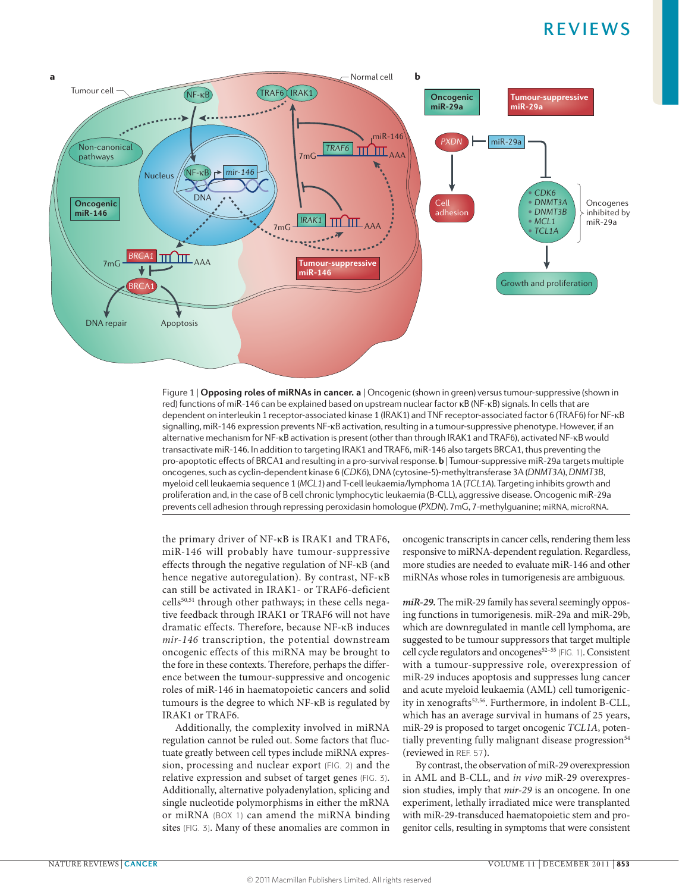Figure 1 | **Opposing roles of miRNAs in cancer.** **a** | Oncogenic (shown in green) versus tumour-suppressive (shown in red) functions of miR-146 can be explained based on upstream nuclear factor κB (NF-κB) signals. In cells that are dependent on interleukin 1 receptor-associated kinase 1 (IRAK1) and TNF receptor-associated factor 6 (TRAF6) for NF-κB signalling, miR-146 expression prevents NF-κB activation, resulting in a tumour-suppressive phenotype. However, if an alternative mechanism for NF-κB activation is present (other than through IRAK1 and TRAF6), activated NF-κB would transactivate miR-146. In addition to targeting IRAK1 and TRAF6, miR-146 also targets BRCA1, thus preventing the pro-apoptotic effects of BRCA1 and resulting in a pro-survival response. **b** | Tumour-suppressive miR-29a targets multiple oncogenes, such as cyclin-dependent kinase 6 (*CDK6*), DNA (cytosine-5)-methyltransferase 3A (*DNMT3A*), *DNMT3B*, myeloid cell leukaemia sequence 1 (*MCL1*) and T-cell leukaemia/lymphoma 1A (*TCL1A*). Targeting inhibits growth and proliferation and, in the case of B cell chronic lymphocytic leukaemia (B-CLL), aggressive disease. Oncogenic miR-29a prevents cell adhesion through repressing peroxidasin homologue (*PXDN*). 7mG, 7-methylguanine; miRNA, microRNA.

the primary driver of NF-κB is IRAK1 and TRAF6, miR-146 will probably have tumour-suppressive effects through the negative regulation of NF-κB (and hence negative autoregulation). By contrast, NF-κB can still be activated in IRAK1- or TRAF6-deficient cells[50,51] through other pathways; in these cells negative feedback through IRAK1 or TRAF6 will not have dramatic effects. Therefore, because NF-κB induces *mir-146* transcription, the potential downstream oncogenic effects of this miRNA may be brought to the fore in these contexts. Therefore, perhaps the difference between the tumour-suppressive and oncogenic roles of miR-146 in haematopoietic cancers and solid tumours is the degree to which NF-κB is regulated by IRAK1 or TRAF6.

Additionally, the complexity involved in miRNA regulation cannot be ruled out. Some factors that fluctuate greatly between cell types include miRNA expression, processing and nuclear export (FIG. 2) and the relative expression and subset of target genes (FIG. 3). Additionally, alternative polyadenylation, splicing and single nucleotide polymorphisms in either the mRNA or miRNA (BOX 1) can amend the miRNA binding sites (FIG. 3). Many of these anomalies are common in oncogenic transcripts in cancer cells, rendering them less responsive to miRNA-dependent regulation. Regardless, more studies are needed to evaluate miR-146 and other miRNAs whose roles in tumorigenesis are ambiguous.

***miR-29.*** The miR-29 family has several seemingly opposing functions in tumorigenesis. miR-29a and miR-29b, which are downregulated in mantle cell lymphoma, are suggested to be tumour suppressors that target multiple cell cycle regulators and oncogenes[52–55] (FIG. 1). Consistent with a tumour-suppressive role, overexpression of miR-29 induces apoptosis and suppresses lung cancer and acute myeloid leukaemia (AML) cell tumorigenicity in xenografts[52,56]. Furthermore, in indolent B-CLL, which has an average survival in humans of 25 years, miR-29 is proposed to target oncogenic *TCL1A*, potentially preventing fully malignant disease progression[54] (reviewed in REF. 57).

By contrast, the observation of miR-29 overexpression in AML and B-CLL, and *in vivo* miR-29 overexpression studies, imply that *mir-29* is an oncogene. In one experiment, lethally irradiated mice were transplanted with miR-29-transduced haematopoietic stem and progenitor cells, resulting in symptoms that were consistent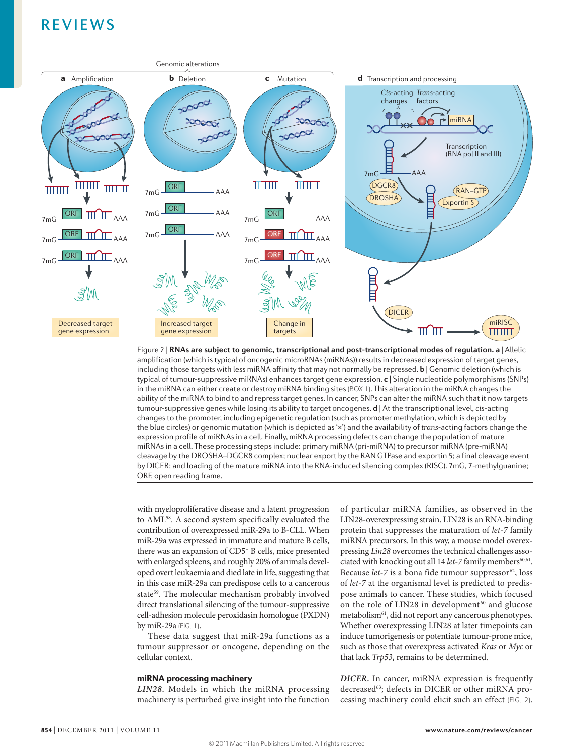Figure 2 | **RNAs are subject to genomic, transcriptional and post-transcriptional modes of regulation. a** | Allelic amplification (which is typical of oncogenic microRNAs (miRNAs)) results in decreased expression of target genes, including those targets with less miRNA affinity that may not normally be repressed. **b** | Genomic deletion (which is typical of tumour-suppressive miRNAs) enhances target gene expression. **c** | Single nucleotide polymorphisms (SNPs) in the miRNA can either create or destroy miRNA binding sites (BOX 1). This alteration in the miRNA changes the ability of the miRNA to bind to and repress target genes. In cancer, SNPs can alter the miRNA such that it now targets tumour-suppressive genes while losing its ability to target oncogenes. **d** | At the transcriptional level, *cis*-acting changes to the promoter, including epigenetic regulation (such as promoter methylation, which is depicted by the blue circles) or genomic mutation (which is depicted as '×') and the availability of *trans*-acting factors change the expression profile of miRNAs in a cell. Finally, miRNA processing defects can change the population of mature miRNAs in a cell. These processing steps include: primary miRNA (pri-miRNA) to precursor miRNA (pre-miRNA) cleavage by the DROSHA–DGCR8 complex; nuclear export by the RAN GTPase and exportin 5; a final cleavage event by DICER; and loading of the mature miRNA into the RNA-induced silencing complex (RISC). 7mG, 7-methylguanine; ORF, open reading frame.

with myeloproliferative disease and a latent progression to AML[58]. A second system specifically evaluated the contribution of overexpressed miR-29a to B-CLL. When miR-29a was expressed in immature and mature B cells, there was an expansion of CD5[+] B cells, mice presented with enlarged spleens, and roughly 20% of animals developed overt leukaemia and died late in life, suggesting that in this case miR-29a can predispose cells to a cancerous state[59]. The molecular mechanism probably involved direct translational silencing of the tumour-suppressive cell-adhesion molecule peroxidasin homologue (PXDN) by miR-29a (FIG. 1).

These data suggest that miR-29a functions as a tumour suppressor or oncogene, depending on the cellular context.

### miRNA processing machinery

***LIN28.*** Models in which the miRNA processing machinery is perturbed give insight into the function of particular miRNA families, as observed in the LIN28-overexpressing strain. LIN28 is an RNA-binding protein that suppresses the maturation of *let-7* family miRNA precursors. In this way, a mouse model overexpressing *Lin28* overcomes the technical challenges associated with knocking out all 14 *let-7* family members[60,61]. Because *let-7* is a bona fide tumour suppressor[62], loss of *let-7* at the organismal level is predicted to predispose animals to cancer. These studies, which focused on the role of LIN28 in development[60] and glucose metabolism[61], did not report any cancerous phenotypes. Whether overexpressing LIN28 at later timepoints can induce tumorigenesis or potentiate tumour-prone mice, such as those that overexpress activated *Kras* or *Myc* or that lack *Trp53*, remains to be determined.

***DICER.*** In cancer, miRNA expression is frequently decreased[63]; defects in DICER or other miRNA processing machinery could elicit such an effect (FIG. 2).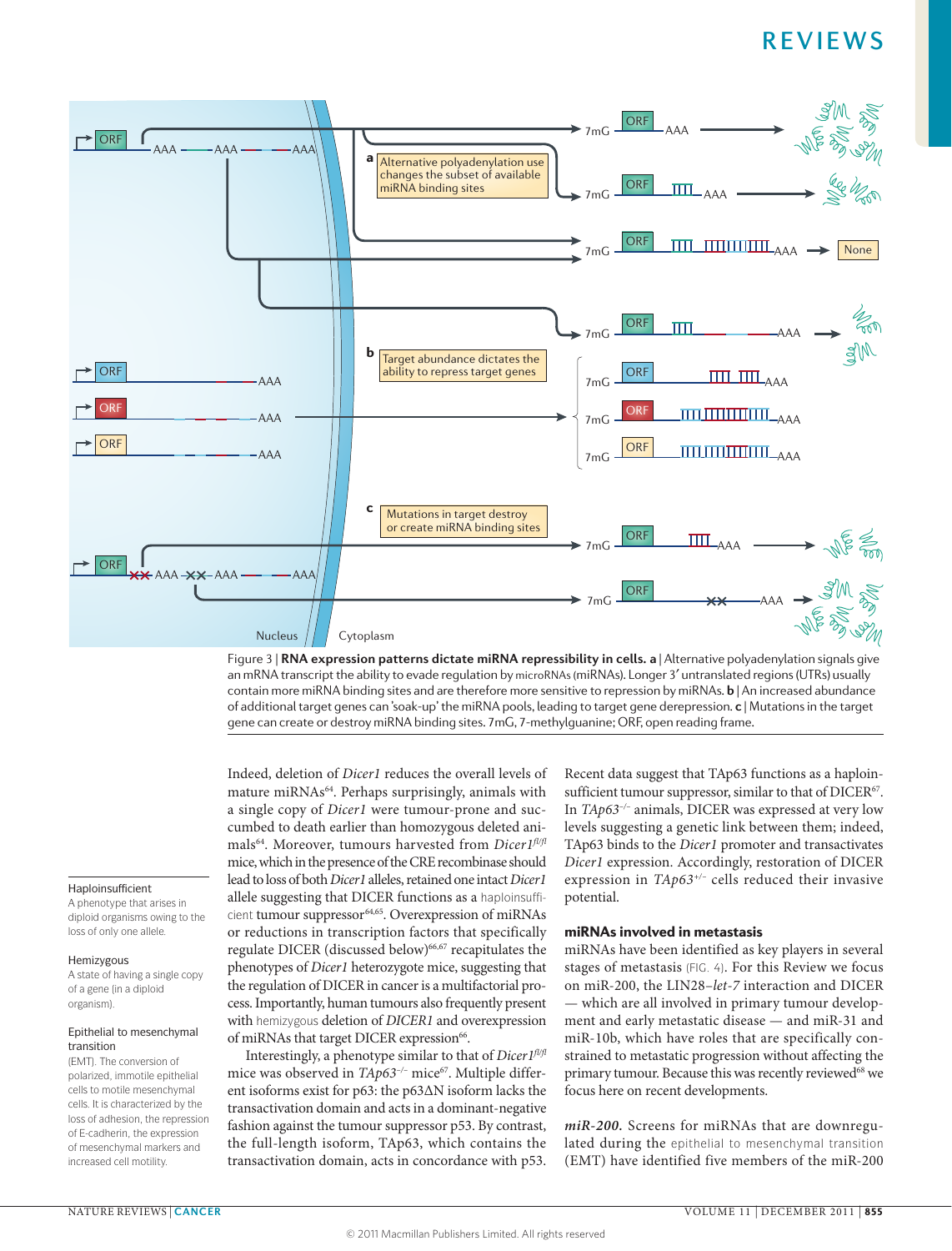Figure 3 | **RNA expression patterns dictate miRNA repressibility in cells. a** | Alternative polyadenylation signals give an mRNA transcript the ability to evade regulation by microRNAs (miRNAs). Longer 3′ untranslated regions (UTRs) usually contain more miRNA binding sites and are therefore more sensitive to repression by miRNAs. **b** | An increased abundance of additional target genes can 'soak-up' the miRNA pools, leading to target gene derepression. **c** | Mutations in the target gene can create or destroy miRNA binding sites. 7mG, 7-methylguanine; ORF, open reading frame.

Indeed, deletion of *Dicer1* reduces the overall levels of mature miRNAs[64]. Perhaps surprisingly, animals with a single copy of *Dicer1* were tumour-prone and succumbed to death earlier than homozygous deleted animals[64]. Moreover, tumours harvested from *Dicer1*$^{fl/fl}$ mice, which in the presence of the CRE recombinase should lead to loss of both *Dicer1* alleles, retained one intact *Dicer1* allele suggesting that DICER functions as a haploinsufficient tumour suppressor[64,65]. Overexpression of miRNAs or reductions in transcription factors that specifically regulate DICER (discussed below)[66,67] recapitulates the phenotypes of *Dicer1* heterozygote mice, suggesting that the regulation of DICER in cancer is a multifactorial process. Importantly, human tumours also frequently present with hemizygous deletion of *DICER1* and overexpression of miRNAs that target DICER expression[66].

Interestingly, a phenotype similar to that of *Dicer1*$^{fl/fl}$ mice was observed in *TAp63*$^{-/-}$ mice[67]. Multiple different isoforms exist for p63: the p63ΔN isoform lacks the transactivation domain and acts in a dominant-negative fashion against the tumour suppressor p53. By contrast, the full-length isoform, TAp63, which contains the transactivation domain, acts in concordance with p53. Recent data suggest that TAp63 functions as a haploinsufficient tumour suppressor, similar to that of DICER[67]. In *TAp63*$^{-/-}$ animals, DICER was expressed at very low levels suggesting a genetic link between them; indeed, TAp63 binds to the *Dicer1* promoter and transactivates *Dicer1* expression. Accordingly, restoration of DICER expression in *TAp63*$^{+/-}$ cells reduced their invasive potential.

**Haploinsufficient**
A phenotype that arises in diploid organisms owing to the loss of only one allele.

**Hemizygous**
A state of having a single copy of a gene (in a diploid organism).

**Epithelial to mesenchymal transition**
(EMT). The conversion of polarized, immotile epithelial cells to motile mesenchymal cells. It is characterized by the loss of adhesion, the repression of E-cadherin, the expression of mesenchymal markers and increased cell motility.

### miRNAs involved in metastasis

miRNAs have been identified as key players in several stages of metastasis (FIG. 4). For this Review we focus on miR-200, the LIN28–*let-7* interaction and DICER — which are all involved in primary tumour development and early metastatic disease — and miR-31 and miR-10b, which have roles that are specifically constrained to metastatic progression without affecting the primary tumour. Because this was recently reviewed[68] we focus here on recent developments.

***miR-200.*** Screens for miRNAs that are downregulated during the epithelial to mesenchymal transition (EMT) have identified five members of the miR-200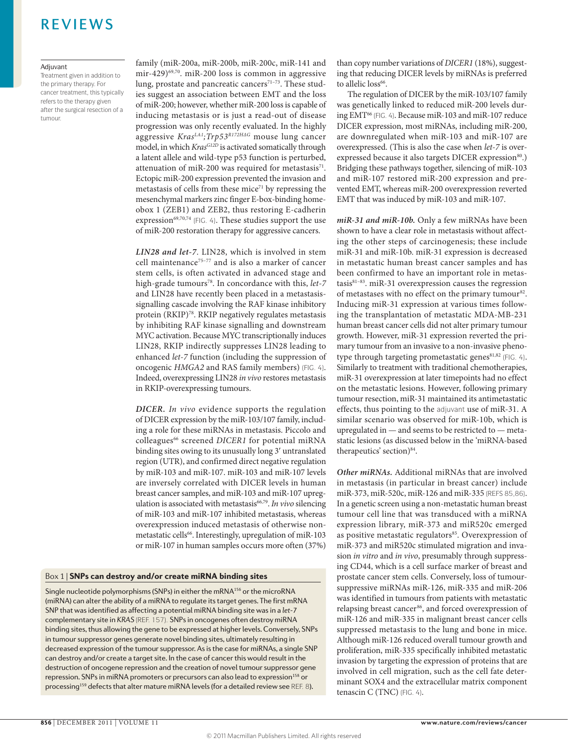**Adjuvant**
Treatment given in addition to the primary therapy. For cancer treatment, this typically refers to the therapy given after the surgical resection of a tumour.

family (miR-200a, miR-200b, miR-200c, miR-141 and mir-429)[69,70]. miR-200 loss is common in aggressive lung, prostate and pancreatic cancers[71–73]. These studies suggest an association between EMT and the loss of miR-200; however, whether miR-200 loss is capable of inducing metastasis or is just a read-out of disease progression was only recently evaluated. In the highly aggressive $Kras^{LA1};Trp53^{R172H\Delta G}$ mouse lung cancer model, in which $Kras^{G12D}$ is activated somatically through a latent allele and wild-type p53 function is perturbed, attenuation of miR-200 was required for metastasis[71]. Ectopic miR-200 expression prevented the invasion and metastasis of cells from these mice[71] by repressing the mesenchymal markers zinc finger E-box-binding homeobox 1 (ZEB1) and ZEB2, thus restoring E-cadherin expression[69,70,74] (FIG. 4). These studies support the use of miR-200 restoration therapy for aggressive cancers.

***LIN28 and let-7.*** LIN28, which is involved in stem cell maintenance[75–77] and is also a marker of cancer stem cells, is often activated in advanced stage and high-grade tumours[78]. In concordance with this, *let-7* and LIN28 have recently been placed in a metastasis-signalling cascade involving the RAF kinase inhibitory protein (RKIP)[78]. RKIP negatively regulates metastasis by inhibiting RAF kinase signalling and downstream MYC activation. Because MYC transcriptionally induces LIN28, RKIP indirectly suppresses LIN28 leading to enhanced *let-7* function (including the suppression of oncogenic *HMGA2* and RAS family members) (FIG. 4). Indeed, overexpressing LIN28 *in vivo* restores metastasis in RKIP-overexpressing tumours.

***DICER.*** *In vivo* evidence supports the regulation of DICER expression by the miR-103/107 family, including a role for these miRNAs in metastasis. Piccolo and colleagues[66] screened *DICER1* for potential miRNA binding sites owing to its unusually long 3′ untranslated region (UTR), and confirmed direct negative regulation by miR-103 and miR-107. miR-103 and miR-107 levels are inversely correlated with DICER levels in human breast cancer samples, and miR-103 and miR-107 upregulation is associated with metastasis[66,79]. *In vivo* silencing of miR-103 and miR-107 inhibited metastasis, whereas overexpression induced metastasis of otherwise non-metastatic cells[66]. Interestingly, upregulation of miR-103 or miR-107 in human samples occurs more often (37%) than copy number variations of *DICER1* (18%), suggesting that reducing DICER levels by miRNAs is preferred to allelic loss[66].

The regulation of DICER by the miR-103/107 family was genetically linked to reduced miR-200 levels during EMT[66] (FIG. 4). Because miR-103 and miR-107 reduce DICER expression, most miRNAs, including miR-200, are downregulated when miR-103 and miR-107 are overexpressed. (This is also the case when *let-7* is overexpressed because it also targets DICER expression[80].) Bridging these pathways together, silencing of miR-103 and miR-107 restored miR-200 expression and prevented EMT, whereas miR-200 overexpression reverted EMT that was induced by miR-103 and miR-107.

***miR-31 and miR-10b.*** Only a few miRNAs have been shown to have a clear role in metastasis without affecting the other steps of carcinogenesis; these include miR-31 and miR-10b. miR-31 expression is decreased in metastatic human breast cancer samples and has been confirmed to have an important role in metastasis[81–83]. miR-31 overexpression causes the regression of metastases with no effect on the primary tumour[82]. Inducing miR-31 expression at various times following the transplantation of metastatic MDA-MB-231 human breast cancer cells did not alter primary tumour growth. However, miR-31 expression reverted the primary tumour from an invasive to a non-invasive phenotype through targeting prometastatic genes[81,82] (FIG. 4). Similarly to treatment with traditional chemotherapies, miR-31 overexpression at later timepoints had no effect on the metastatic lesions. However, following primary tumour resection, miR-31 maintained its antimetastatic effects, thus pointing to the adjuvant use of miR-31. A similar scenario was observed for miR-10b, which is upregulated in — and seems to be restricted to — metastatic lesions (as discussed below in the 'miRNA-based therapeutics' section)[84].

***Other miRNAs.*** Additional miRNAs that are involved in metastasis (in particular in breast cancer) include miR-373, miR-520c, miR-126 and miR-335 (REFS 85,86). In a genetic screen using a non-metastatic human breast tumour cell line that was transduced with a miRNA expression library, miR-373 and miR520c emerged as positive metastatic regulators[85]. Overexpression of miR-373 and miR520c stimulated migration and invasion *in vitro* and *in vivo*, presumably through suppressing CD44, which is a cell surface marker of breast and prostate cancer stem cells. Conversely, loss of tumour-suppressive miRNAs miR-126, miR-335 and miR-206 was identified in tumours from patients with metastatic relapsing breast cancer[86], and forced overexpression of miR-126 and miR-335 in malignant breast cancer cells suppressed metastasis to the lung and bone in mice. Although miR-126 reduced overall tumour growth and proliferation, miR-335 specifically inhibited metastatic invasion by targeting the expression of proteins that are involved in cell migration, such as the cell fate determinant SOX4 and the extracellular matrix component tenascin C (TNC) (FIG. 4).

**Box 1 | SNPs can destroy and/or create miRNA binding sites**

Single nucleotide polymorphisms (SNPs) in either the mRNA[156] or the microRNA (miRNA) can alter the ability of a miRNA to regulate its target genes. The first mRNA SNP that was identified as affecting a potential miRNA binding site was in a *let-7* complementary site in *KRAS* (REF. 157). SNPs in oncogenes often destroy miRNA binding sites, thus allowing the gene to be expressed at higher levels. Conversely, SNPs in tumour suppressor genes generate novel binding sites, ultimately resulting in decreased expression of the tumour suppressor. As is the case for miRNAs, a single SNP can destroy and/or create a target site. In the case of cancer this would result in the destruction of oncogene repression and the creation of novel tumour suppressor gene repression. SNPs in miRNA promoters or precursors can also lead to expression[158] or processing[159] defects that alter mature miRNA levels (for a detailed review see REF. 8).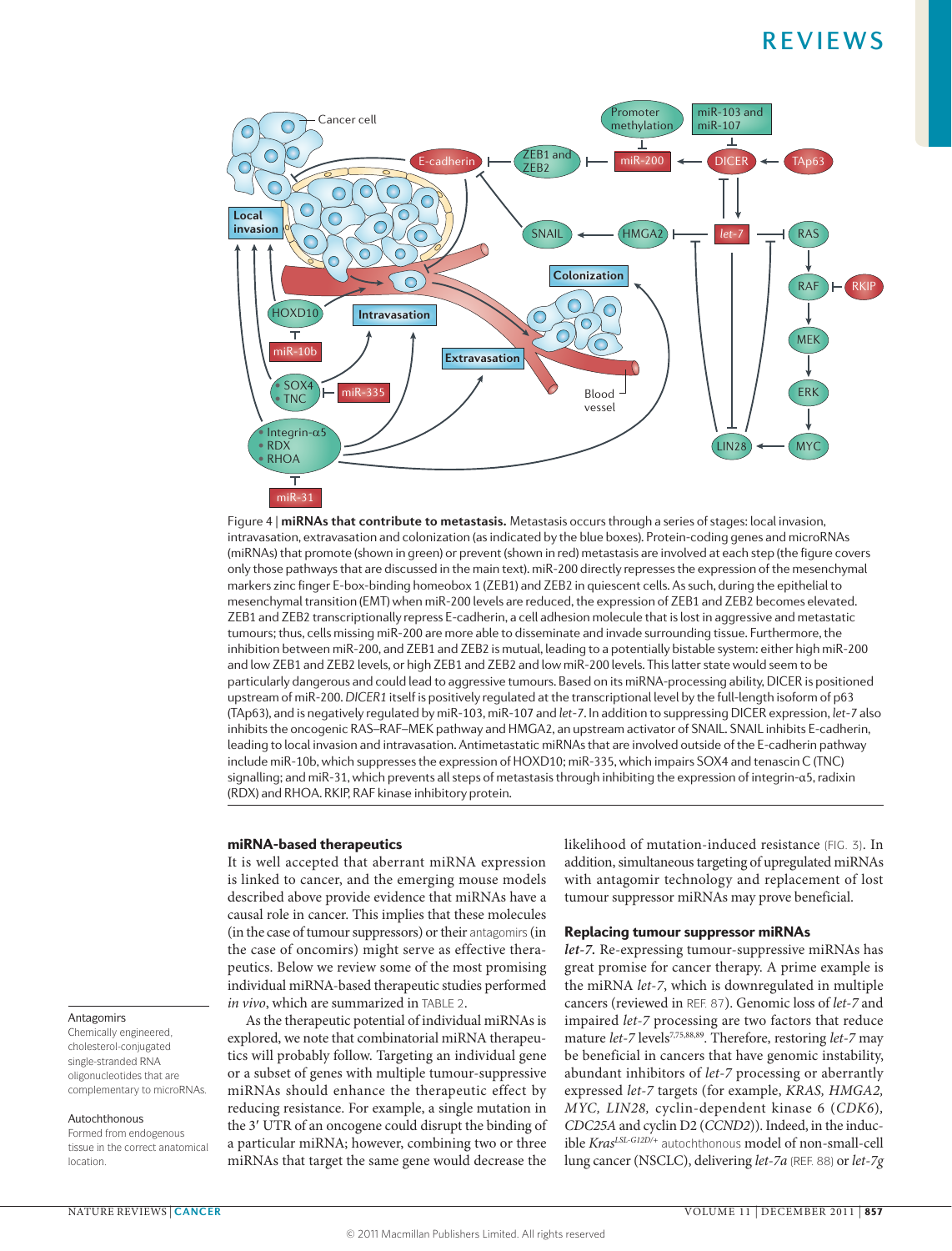Figure 4 | **miRNAs that contribute to metastasis.** Metastasis occurs through a series of stages: local invasion, intravasation, extravasation and colonization (as indicated by the blue boxes). Protein-coding genes and microRNAs (miRNAs) that promote (shown in green) or prevent (shown in red) metastasis are involved at each step (the figure covers only those pathways that are discussed in the main text). miR-200 directly represses the expression of the mesenchymal markers zinc finger E-box-binding homeobox 1 (ZEB1) and ZEB2 in quiescent cells. As such, during the epithelial to mesenchymal transition (EMT) when miR-200 levels are reduced, the expression of ZEB1 and ZEB2 becomes elevated. ZEB1 and ZEB2 transcriptionally repress E-cadherin, a cell adhesion molecule that is lost in aggressive and metastatic tumours; thus, cells missing miR-200 are more able to disseminate and invade surrounding tissue. Furthermore, the inhibition between miR-200, and ZEB1 and ZEB2 is mutual, leading to a potentially bistable system: either high miR-200 and low ZEB1 and ZEB2 levels, or high ZEB1 and ZEB2 and low miR-200 levels. This latter state would seem to be particularly dangerous and could lead to aggressive tumours. Based on its miRNA-processing ability, DICER is positioned upstream of miR-200. *DICER1* itself is positively regulated at the transcriptional level by the full-length isoform of p63 (TAp63), and is negatively regulated by miR-103, miR-107 and *let-7*. In addition to suppressing DICER expression, *let-7* also inhibits the oncogenic RAS–RAF–MEK pathway and HMGA2, an upstream activator of SNAIL. SNAIL inhibits E-cadherin, leading to local invasion and intravasation. Antimetastatic miRNAs that are involved outside of the E-cadherin pathway include miR-10b, which suppresses the expression of HOXD10; miR-335, which impairs SOX4 and tenascin C (TNC) signalling; and miR-31, which prevents all steps of metastasis through inhibiting the expression of integrin-α5, radixin (RDX) and RHOA. RKIP, RAF kinase inhibitory protein.

## miRNA-based therapeutics

It is well accepted that aberrant miRNA expression is linked to cancer, and the emerging mouse models described above provide evidence that miRNAs have a causal role in cancer. This implies that these molecules (in the case of tumour suppressors) or their antagomirs (in the case of oncomirs) might serve as effective therapeutics. Below we review some of the most promising individual miRNA-based therapeutic studies performed *in vivo*, which are summarized in TABLE 2.

As the therapeutic potential of individual miRNAs is explored, we note that combinatorial miRNA therapeutics will probably follow. Targeting an individual gene or a subset of genes with multiple tumour-suppressive miRNAs should enhance the therapeutic effect by reducing resistance. For example, a single mutation in the 3′ UTR of an oncogene could disrupt the binding of a particular miRNA; however, combining two or three miRNAs that target the same gene would decrease the likelihood of mutation-induced resistance (FIG. 3). In addition, simultaneous targeting of upregulated miRNAs with antagomir technology and replacement of lost tumour suppressor miRNAs may prove beneficial.

**Antagomirs**
Chemically engineered, cholesterol-conjugated single-stranded RNA oligonucleotides that are complementary to microRNAs.

**Autochthonous**
Formed from endogenous tissue in the correct anatomical location.

### Replacing tumour suppressor miRNAs

***let-7.*** Re-expressing tumour-suppressive miRNAs has great promise for cancer therapy. A prime example is the miRNA *let-7*, which is downregulated in multiple cancers (reviewed in REF. 87). Genomic loss of *let-7* and impaired *let-7* processing are two factors that reduce mature *let-7* levels[7,75,88,89]. Therefore, restoring *let-7* may be beneficial in cancers that have genomic instability, abundant inhibitors of *let-7* processing or aberrantly expressed *let-7* targets (for example, *KRAS, HMGA2, MYC, LIN28*, cyclin-dependent kinase 6 (*CDK6*), *CDC25A* and cyclin D2 (*CCND2*)). Indeed, in the inducible *Kras*$^{LSL\text{-}G12D/+}$ autochthonous model of non-small-cell lung cancer (NSCLC), delivering *let-7a* (REF. 88) or *let-7g*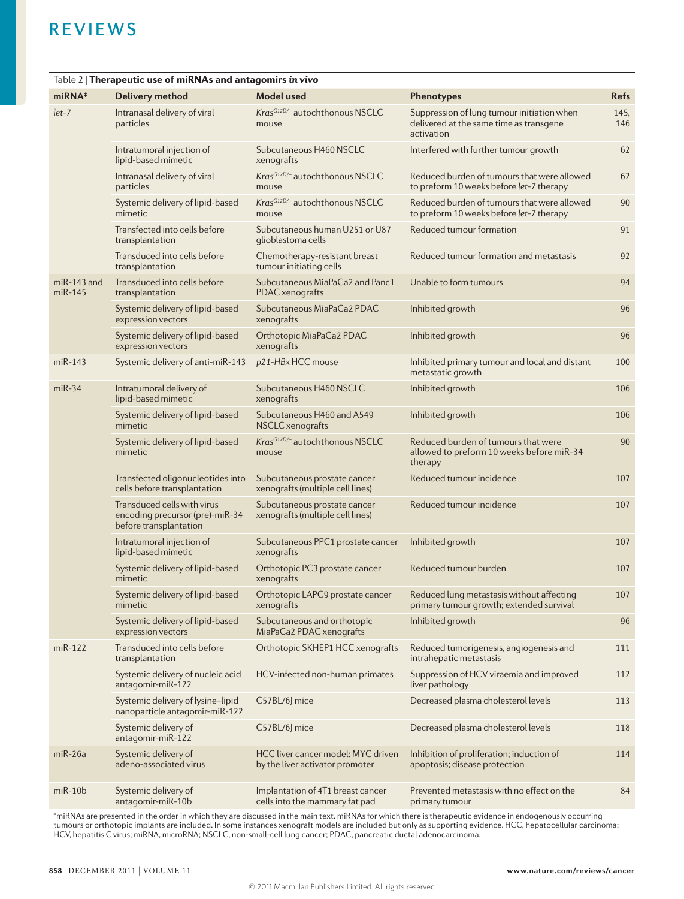Table 2 | **Therapeutic use of miRNAs and antagomirs *in vivo***

| miRNA[‡] | Delivery method | Model used | Phenotypes | Refs |
|---|---|---|---|---|
| *let-7* | Intranasal delivery of viral particles | *Kras*[G12D/+] autochthonous NSCLC mouse | Suppression of lung tumour initiation when delivered at the same time as transgene activation | 145, 146 |
| | Intratumoral injection of lipid-based mimetic | Subcutaneous H460 NSCLC xenografts | Interfered with further tumour growth | 62 |
| | Intranasal delivery of viral particles | *Kras*[G12D/+] autochthonous NSCLC mouse | Reduced burden of tumours that were allowed to preform 10 weeks before *let-7* therapy | 62 |
| | Systemic delivery of lipid-based mimetic | *Kras*[G12D/+] autochthonous NSCLC mouse | Reduced burden of tumours that were allowed to preform 10 weeks before *let-7* therapy | 90 |
| | Transfected into cells before transplantation | Subcutaneous human U251 or U87 glioblastoma cells | Reduced tumour formation | 91 |
| | Transduced into cells before transplantation | Chemotherapy-resistant breast tumour initiating cells | Reduced tumour formation and metastasis | 92 |
| miR-143 and miR-145 | Transduced into cells before transplantation | Subcutaneous MiaPaCa2 and Panc1 PDAC xenografts | Unable to form tumours | 94 |
| | Systemic delivery of lipid-based expression vectors | Subcutaneous MiaPaCa2 PDAC xenografts | Inhibited growth | 96 |
| | Systemic delivery of lipid-based expression vectors | Orthotopic MiaPaCa2 PDAC xenografts | Inhibited growth | 96 |
| miR-143 | Systemic delivery of anti-miR-143 | *p21-HBx* HCC mouse | Inhibited primary tumour and local and distant metastatic growth | 100 |
| miR-34 | Intratumoral delivery of lipid-based mimetic | Subcutaneous H460 NSCLC xenografts | Inhibited growth | 106 |
| | Systemic delivery of lipid-based mimetic | Subcutaneous H460 and A549 NSCLC xenografts | Inhibited growth | 106 |
| | Systemic delivery of lipid-based mimetic | *Kras*[G12D/+] autochthonous NSCLC mouse | Reduced burden of tumours that were allowed to preform 10 weeks before miR-34 therapy | 90 |
| | Transfected oligonucleotides into cells before transplantation | Subcutaneous prostate cancer xenografts (multiple cell lines) | Reduced tumour incidence | 107 |
| | Transduced cells with virus encoding precursor (pre)-miR-34 before transplantation | Subcutaneous prostate cancer xenografts (multiple cell lines) | Reduced tumour incidence | 107 |
| | Intratumoral injection of lipid-based mimetic | Subcutaneous PPC1 prostate cancer xenografts | Inhibited growth | 107 |
| | Systemic delivery of lipid-based mimetic | Orthotopic PC3 prostate cancer xenografts | Reduced tumour burden | 107 |
| | Systemic delivery of lipid-based mimetic | Orthotopic LAPC9 prostate cancer xenografts | Reduced lung metastasis without affecting primary tumour growth; extended survival | 107 |
| | Systemic delivery of lipid-based expression vectors | Subcutaneous and orthotopic MiaPaCa2 PDAC xenografts | Inhibited growth | 96 |
| miR-122 | Transduced into cells before transplantation | Orthotopic SKHEP1 HCC xenografts | Reduced tumorigenesis, angiogenesis and intrahepatic metastasis | 111 |
| | Systemic delivery of nucleic acid antagomir-miR-122 | HCV-infected non-human primates | Suppression of HCV viraemia and improved liver pathology | 112 |
| | Systemic delivery of lysine–lipid nanoparticle antagomir-miR-122 | C57BL/6J mice | Decreased plasma cholesterol levels | 113 |
| | Systemic delivery of antagomir-miR-122 | C57BL/6J mice | Decreased plasma cholesterol levels | 118 |
| miR-26a | Systemic delivery of adeno-associated virus | HCC liver cancer model: MYC driven by the liver activator promoter | Inhibition of proliferation; induction of apoptosis; disease protection | 114 |
| miR-10b | Systemic delivery of antagomir-miR-10b | Implantation of 4T1 breast cancer cells into the mammary fat pad | Prevented metastasis with no effect on the primary tumour | 84 |

[‡]miRNAs are presented in the order in which they are discussed in the main text. miRNAs for which there is therapeutic evidence in endogenously occurring tumours or orthotopic implants are included. In some instances xenograft models are included but only as supporting evidence. HCC, hepatocellular carcinoma; HCV, hepatitis C virus; miRNA, microRNA; NSCLC, non-small-cell lung cancer; PDAC, pancreatic ductal adenocarcinoma.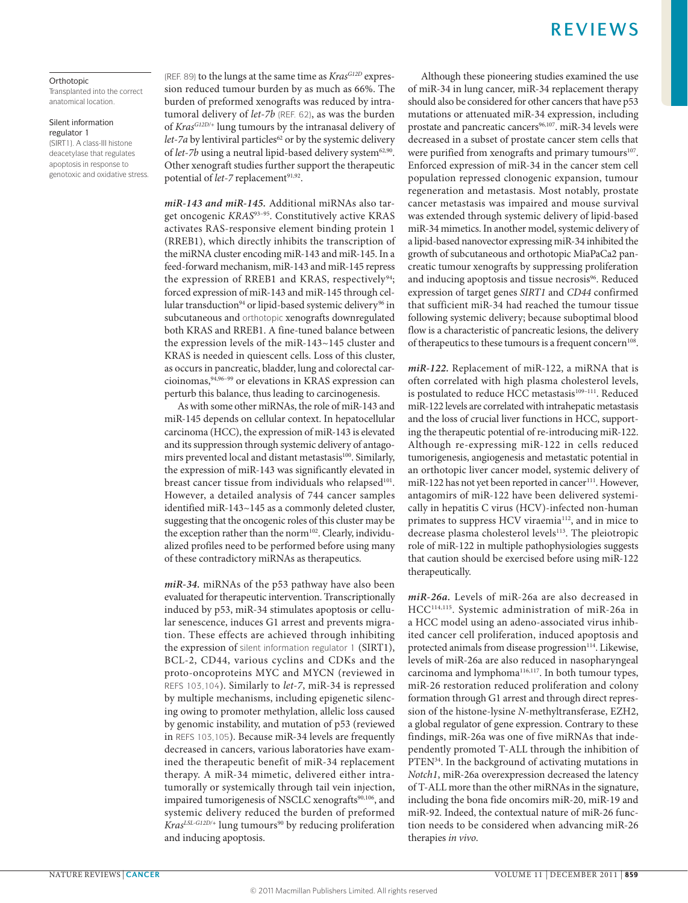**Orthotopic**
Transplanted into the correct anatomical location.

**Silent information regulator 1**
(SIRT1). A class-III histone deacetylase that regulates apoptosis in response to genotoxic and oxidative stress.

(REF. 89) to the lungs at the same time as $Kras^{G12D}$ expression reduced tumour burden by as much as 66%. The burden of preformed xenografts was reduced by intratumoral delivery of *let-7b* (REF. 62), as was the burden of $Kras^{G12D/+}$ lung tumours by the intranasal delivery of *let-7a* by lentiviral particles[62] or by the systemic delivery of *let-7b* using a neutral lipid-based delivery system[62,90]. Other xenograft studies further support the therapeutic potential of *let-7* replacement[91,92].

***miR-143 and miR-145.*** Additional miRNAs also target oncogenic *KRAS*[93–95]. Constitutively active KRAS activates RAS-responsive element binding protein 1 (RREB1), which directly inhibits the transcription of the miRNA cluster encoding miR-143 and miR-145. In a feed-forward mechanism, miR-143 and miR-145 repress the expression of RREB1 and KRAS, respectively[94]; forced expression of miR-143 and miR-145 through cellular transduction[94] or lipid-based systemic delivery[96] in subcutaneous and orthotopic xenografts downregulated both KRAS and RREB1. A fine-tuned balance between the expression levels of the miR-143~145 cluster and KRAS is needed in quiescent cells. Loss of this cluster, as occurs in pancreatic, bladder, lung and colorectal carcinomas,[94,96–99] or elevations in KRAS expression can perturb this balance, thus leading to carcinogenesis.

As with some other miRNAs, the role of miR-143 and miR-145 depends on cellular context. In hepatocellular carcinoma (HCC), the expression of miR-143 is elevated and its suppression through systemic delivery of antagomirs prevented local and distant metastasis[100]. Similarly, the expression of miR-143 was significantly elevated in breast cancer tissue from individuals who relapsed[101]. However, a detailed analysis of 744 cancer samples identified miR-143~145 as a commonly deleted cluster, suggesting that the oncogenic roles of this cluster may be the exception rather than the norm[102]. Clearly, individualized profiles need to be performed before using many of these contradictory miRNAs as therapeutics.

***miR-34.*** miRNAs of the p53 pathway have also been evaluated for therapeutic intervention. Transcriptionally induced by p53, miR-34 stimulates apoptosis or cellular senescence, induces G1 arrest and prevents migration. These effects are achieved through inhibiting the expression of silent information regulator 1 (SIRT1), BCL-2, CD44, various cyclins and CDKs and the proto-oncoproteins MYC and MYCN (reviewed in REFS 103,104). Similarly to *let-7*, miR-34 is repressed by multiple mechanisms, including epigenetic silencing owing to promoter methylation, allelic loss caused by genomic instability, and mutation of p53 (reviewed in REFS 103,105). Because miR-34 levels are frequently decreased in cancers, various laboratories have examined the therapeutic benefit of miR-34 replacement therapy. A miR-34 mimetic, delivered either intratumorally or systemically through tail vein injection, impaired tumorigenesis of NSCLC xenografts[90,106], and systemic delivery reduced the burden of preformed $Kras^{LSL\text{-}G12D/+}$ lung tumours[90] by reducing proliferation and inducing apoptosis.

Although these pioneering studies examined the use of miR-34 in lung cancer, miR-34 replacement therapy should also be considered for other cancers that have p53 mutations or attenuated miR-34 expression, including prostate and pancreatic cancers[96,107]. miR-34 levels were decreased in a subset of prostate cancer stem cells that were purified from xenografts and primary tumours[107]. Enforced expression of miR-34 in the cancer stem cell population repressed clonogenic expansion, tumour regeneration and metastasis. Most notably, prostate cancer metastasis was impaired and mouse survival was extended through systemic delivery of lipid-based miR-34 mimetics. In another model, systemic delivery of a lipid-based nanovector expressing miR-34 inhibited the growth of subcutaneous and orthotopic MiaPaCa2 pancreatic tumour xenografts by suppressing proliferation and inducing apoptosis and tissue necrosis[96]. Reduced expression of target genes *SIRT1* and *CD44* confirmed that sufficient miR-34 had reached the tumour tissue following systemic delivery; because suboptimal blood flow is a characteristic of pancreatic lesions, the delivery of therapeutics to these tumours is a frequent concern[108].

***miR-122.*** Replacement of miR-122, a miRNA that is often correlated with high plasma cholesterol levels, is postulated to reduce HCC metastasis[109–111]. Reduced miR-122 levels are correlated with intrahepatic metastasis and the loss of crucial liver functions in HCC, supporting the therapeutic potential of re-introducing miR-122. Although re-expressing miR-122 in cells reduced tumorigenesis, angiogenesis and metastatic potential in an orthotopic liver cancer model, systemic delivery of miR-122 has not yet been reported in cancer[111]. However, antagomirs of miR-122 have been delivered systemically in hepatitis C virus (HCV)-infected non-human primates to suppress HCV viraemia[112], and in mice to decrease plasma cholesterol levels[113]. The pleiotropic role of miR-122 in multiple pathophysiologies suggests that caution should be exercised before using miR-122 therapeutically.

***miR-26a.*** Levels of miR-26a are also decreased in HCC[114,115]. Systemic administration of miR-26a in a HCC model using an adeno-associated virus inhibited cancer cell proliferation, induced apoptosis and protected animals from disease progression[114]. Likewise, levels of miR-26a are also reduced in nasopharyngeal carcinoma and lymphoma[116,117]. In both tumour types, miR-26 restoration reduced proliferation and colony formation through G1 arrest and through direct repression of the histone-lysine *N*-methyltransferase, EZH2, a global regulator of gene expression. Contrary to these findings, miR-26a was one of five miRNAs that independently promoted T-ALL through the inhibition of PTEN[34]. In the background of activating mutations in *Notch1*, miR-26a overexpression decreased the latency of T-ALL more than the other miRNAs in the signature, including the bona fide oncomirs miR-20, miR-19 and miR-92. Indeed, the contextual nature of miR-26 function needs to be considered when advancing miR-26 therapies *in vivo*.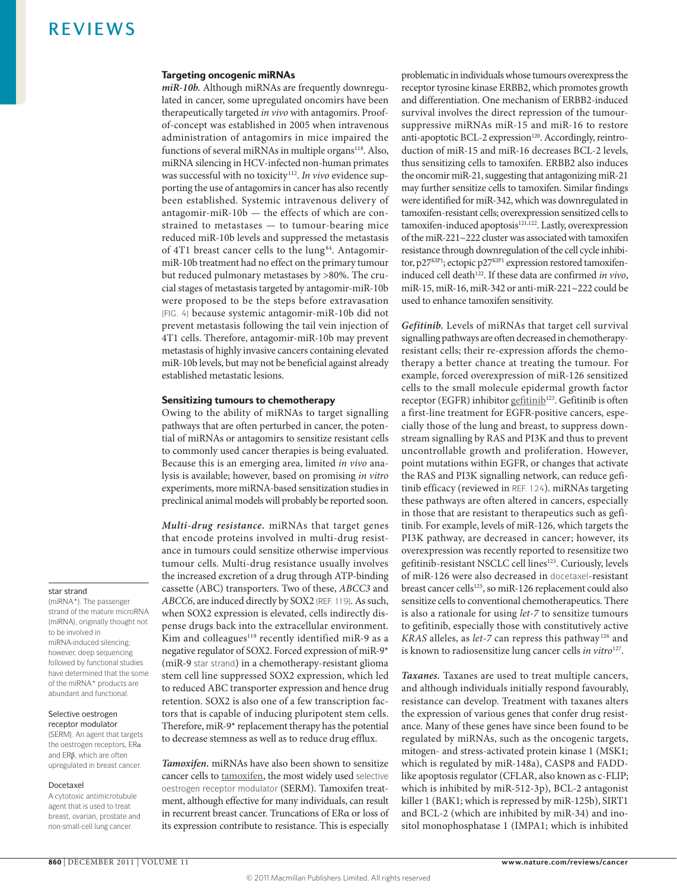## Targeting oncogenic miRNAs

***miR-10b.*** Although miRNAs are frequently downregulated in cancer, some upregulated oncomirs have been therapeutically targeted *in vivo* with antagomirs. Proof-of-concept was established in 2005 when intravenous administration of antagomirs in mice impaired the functions of several miRNAs in multiple organs[118]. Also, miRNA silencing in HCV-infected non-human primates was successful with no toxicity[112]. *In vivo* evidence supporting the use of antagomirs in cancer has also recently been established. Systemic intravenous delivery of antagomir-miR-10b — the effects of which are constrained to metastases — to tumour-bearing mice reduced miR-10b levels and suppressed the metastasis of 4T1 breast cancer cells to the lung[84]. Antagomir-miR-10b treatment had no effect on the primary tumour but reduced pulmonary metastases by >80%. The crucial stages of metastasis targeted by antagomir-miR-10b were proposed to be the steps before extravasation (FIG. 4) because systemic antagomir-miR-10b did not prevent metastasis following the tail vein injection of 4T1 cells. Therefore, antagomir-miR-10b may prevent metastasis of highly invasive cancers containing elevated miR-10b levels, but may not be beneficial against already established metastatic lesions.

## Sensitizing tumours to chemotherapy

Owing to the ability of miRNAs to target signalling pathways that are often perturbed in cancer, the potential of miRNAs or antagomirs to sensitize resistant cells to commonly used cancer therapies is being evaluated. Because this is an emerging area, limited *in vivo* analysis is available; however, based on promising *in vitro* experiments, more miRNA-based sensitization studies in preclinical animal models will probably be reported soon.

***Multi-drug resistance.*** miRNAs that target genes that encode proteins involved in multi-drug resistance in tumours could sensitize otherwise impervious tumour cells. Multi-drug resistance usually involves the increased excretion of a drug through ATP-binding cassette (ABC) transporters. Two of these, *ABCC3* and *ABCC6*, are induced directly by SOX2 (REF. 119). As such, when SOX2 expression is elevated, cells indirectly dispense drugs back into the extracellular environment. Kim and colleagues[119] recently identified miR-9 as a negative regulator of SOX2. Forced expression of miR-9* (miR-9 star strand) in a chemotherapy-resistant glioma stem cell line suppressed SOX2 expression, which led to reduced ABC transporter expression and hence drug retention. SOX2 is also one of a few transcription factors that is capable of inducing pluripotent stem cells. Therefore, miR-9* replacement therapy has the potential to decrease stemness as well as to reduce drug efflux.

***Tamoxifen.*** miRNAs have also been shown to sensitize cancer cells to tamoxifen, the most widely used selective oestrogen receptor modulator (SERM). Tamoxifen treatment, although effective for many individuals, can result in recurrent breast cancer. Truncations of ERα or loss of its expression contribute to resistance. This is especially problematic in individuals whose tumours overexpress the receptor tyrosine kinase ERBB2, which promotes growth and differentiation. One mechanism of ERBB2-induced survival involves the direct repression of the tumour-suppressive miRNAs miR-15 and miR-16 to restore anti-apoptotic BCL-2 expression[120]. Accordingly, reintroduction of miR-15 and miR-16 decreases BCL-2 levels, thus sensitizing cells to tamoxifen. ERBB2 also induces the oncomir miR-21, suggesting that antagonizing miR-21 may further sensitize cells to tamoxifen. Similar findings were identified for miR-342, which was downregulated in tamoxifen-resistant cells; overexpression sensitized cells to tamoxifen-induced apoptosis[121,122]. Lastly, overexpression of the miR-221~222 cluster was associated with tamoxifen resistance through downregulation of the cell cycle inhibitor, p27$^{KIP1}$; ectopic p27$^{KIP1}$ expression restored tamoxifen-induced cell death[122]. If these data are confirmed *in vivo*, miR-15, miR-16, miR-342 or anti-miR-221~222 could be used to enhance tamoxifen sensitivity.

***Gefitinib.*** Levels of miRNAs that target cell survival signalling pathways are often decreased in chemotherapy-resistant cells; their re-expression affords the chemotherapy a better chance at treating the tumour. For example, forced overexpression of miR-126 sensitized cells to the small molecule epidermal growth factor receptor (EGFR) inhibitor gefitinib[123]. Gefitinib is often a first-line treatment for EGFR-positive cancers, especially those of the lung and breast, to suppress downstream signalling by RAS and PI3K and thus to prevent uncontrollable growth and proliferation. However, point mutations within EGFR, or changes that activate the RAS and PI3K signalling network, can reduce gefitinib efficacy (reviewed in REF. 124). miRNAs targeting these pathways are often altered in cancers, especially in those that are resistant to therapeutics such as gefitinib. For example, levels of miR-126, which targets the PI3K pathway, are decreased in cancer; however, its overexpression was recently reported to resensitize two gefitinib-resistant NSCLC cell lines[123]. Curiously, levels of miR-126 were also decreased in docetaxel-resistant breast cancer cells[125], so miR-126 replacement could also sensitize cells to conventional chemotherapeutics. There is also a rationale for using *let-7* to sensitize tumours to gefitinib, especially those with constitutively active *KRAS* alleles, as *let-7* can repress this pathway[126] and is known to radiosensitize lung cancer cells *in vitro*[127].

***Taxanes.*** Taxanes are used to treat multiple cancers, and although individuals initially respond favourably, resistance can develop. Treatment with taxanes alters the expression of various genes that confer drug resistance. Many of these genes have since been found to be regulated by miRNAs, such as the oncogenic targets, mitogen- and stress-activated protein kinase 1 (MSK1; which is regulated by miR-148a), CASP8 and FADD-like apoptosis regulator (CFLAR, also known as c-FLIP; which is inhibited by miR-512-3p), BCL-2 antagonist killer 1 (BAK1; which is repressed by miR-125b), SIRT1 and BCL-2 (which are inhibited by miR-34) and inositol monophosphatase 1 (IMPA1; which is inhibited

**star strand**
(miRNA*). The passenger strand of the mature microRNA (miRNA), originally thought not to be involved in miRNA-induced silencing; however, deep sequencing followed by functional studies have determined that the some of the miRNA* products are abundant and functional.

**Selective oestrogen receptor modulator**
(SERM). An agent that targets the oestrogen receptors, ERα and ERβ, which are often upregulated in breast cancer.

**Docetaxel**
A cytotoxic antimicrotubule agent that is used to treat breast, ovarian, prostate and non-small-cell lung cancer.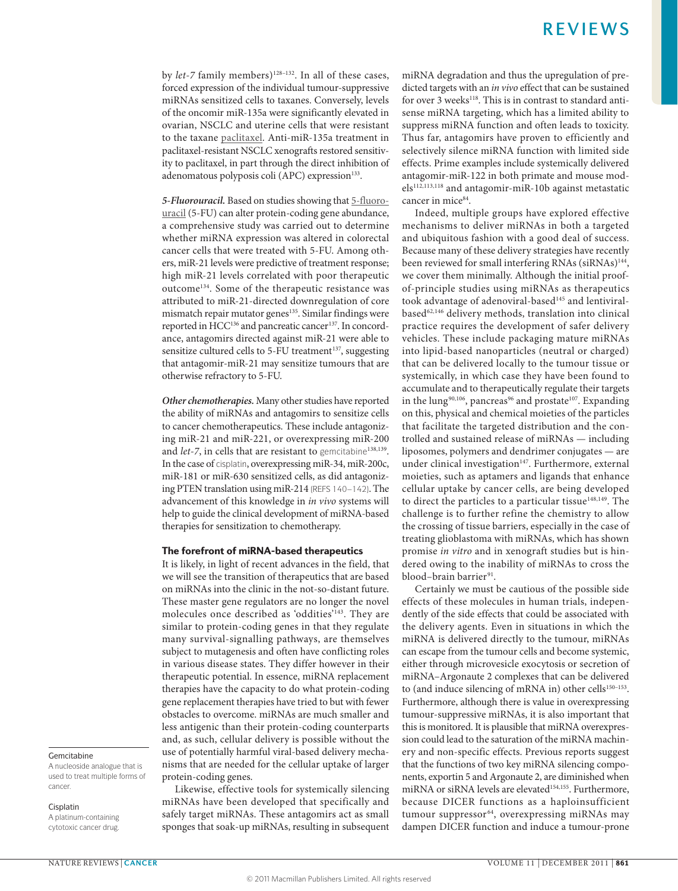by *let-7* family members)[128–132]. In all of these cases, forced expression of the individual tumour-suppressive miRNAs sensitized cells to taxanes. Conversely, levels of the oncomir miR-135a were significantly elevated in ovarian, NSCLC and uterine cells that were resistant to the taxane paclitaxel. Anti-miR-135a treatment in paclitaxel-resistant NSCLC xenografts restored sensitivity to paclitaxel, in part through the direct inhibition of adenomatous polyposis coli (APC) expression[133].

***5-Fluorouracil.*** Based on studies showing that 5-fluorouracil (5-FU) can alter protein-coding gene abundance, a comprehensive study was carried out to determine whether miRNA expression was altered in colorectal cancer cells that were treated with 5-FU. Among others, miR-21 levels were predictive of treatment response; high miR-21 levels correlated with poor therapeutic outcome[134]. Some of the therapeutic resistance was attributed to miR-21-directed downregulation of core mismatch repair mutator genes[135]. Similar findings were reported in HCC[136] and pancreatic cancer[137]. In concordance, antagomirs directed against miR-21 were able to sensitize cultured cells to 5-FU treatment[137], suggesting that antagomir-miR-21 may sensitize tumours that are otherwise refractory to 5-FU.

***Other chemotherapies.*** Many other studies have reported the ability of miRNAs and antagomirs to sensitize cells to cancer chemotherapeutics. These include antagonizing miR-21 and miR-221, or overexpressing miR-200 and *let-7*, in cells that are resistant to gemcitabine[138,139]. In the case of cisplatin, overexpressing miR-34, miR-200c, miR-181 or miR-630 sensitized cells, as did antagonizing PTEN translation using miR-214 (REFS 140–142). The advancement of this knowledge in *in vivo* systems will help to guide the clinical development of miRNA-based therapies for sensitization to chemotherapy.

**Gemcitabine**
A nucleoside analogue that is used to treat multiple forms of cancer.

**Cisplatin**
A platinum-containing cytotoxic cancer drug.

## The forefront of miRNA-based therapeutics

It is likely, in light of recent advances in the field, that we will see the transition of therapeutics that are based on miRNAs into the clinic in the not-so-distant future. These master gene regulators are no longer the novel molecules once described as 'oddities'[143]. They are similar to protein-coding genes in that they regulate many survival-signalling pathways, are themselves subject to mutagenesis and often have conflicting roles in various disease states. They differ however in their therapeutic potential. In essence, miRNA replacement therapies have the capacity to do what protein-coding gene replacement therapies have tried to but with fewer obstacles to overcome. miRNAs are much smaller and less antigenic than their protein-coding counterparts and, as such, cellular delivery is possible without the use of potentially harmful viral-based delivery mechanisms that are needed for the cellular uptake of larger protein-coding genes.

Likewise, effective tools for systemically silencing miRNAs have been developed that specifically and safely target miRNAs. These antagomirs act as small sponges that soak-up miRNAs, resulting in subsequent miRNA degradation and thus the upregulation of predicted targets with an *in vivo* effect that can be sustained for over 3 weeks[118]. This is in contrast to standard antisense miRNA targeting, which has a limited ability to suppress miRNA function and often leads to toxicity. Thus far, antagomirs have proven to efficiently and selectively silence miRNA function with limited side effects. Prime examples include systemically delivered antagomir-miR-122 in both primate and mouse models[112,113,118] and antagomir-miR-10b against metastatic cancer in mice[84].

Indeed, multiple groups have explored effective mechanisms to deliver miRNAs in both a targeted and ubiquitous fashion with a good deal of success. Because many of these delivery strategies have recently been reviewed for small interfering RNAs (siRNAs)[144], we cover them minimally. Although the initial proof-of-principle studies using miRNAs as therapeutics took advantage of adenoviral-based[145] and lentiviral-based[62,146] delivery methods, translation into clinical practice requires the development of safer delivery vehicles. These include packaging mature miRNAs into lipid-based nanoparticles (neutral or charged) that can be delivered locally to the tumour tissue or systemically, in which case they have been found to accumulate and to therapeutically regulate their targets in the lung[90,106], pancreas[96] and prostate[107]. Expanding on this, physical and chemical moieties of the particles that facilitate the targeted distribution and the controlled and sustained release of miRNAs — including liposomes, polymers and dendrimer conjugates — are under clinical investigation[147]. Furthermore, external moieties, such as aptamers and ligands that enhance cellular uptake by cancer cells, are being developed to direct the particles to a particular tissue[148,149]. The challenge is to further refine the chemistry to allow the crossing of tissue barriers, especially in the case of treating glioblastoma with miRNAs, which has shown promise *in vitro* and in xenograft studies but is hindered owing to the inability of miRNAs to cross the blood–brain barrier[91].

Certainly we must be cautious of the possible side effects of these molecules in human trials, independently of the side effects that could be associated with the delivery agents. Even in situations in which the miRNA is delivered directly to the tumour, miRNAs can escape from the tumour cells and become systemic, either through microvesicle exocytosis or secretion of miRNA–Argonaute 2 complexes that can be delivered to (and induce silencing of mRNA in) other cells[150–153]. Furthermore, although there is value in overexpressing tumour-suppressive miRNAs, it is also important that this is monitored. It is plausible that miRNA overexpression could lead to the saturation of the miRNA machinery and non-specific effects. Previous reports suggest that the functions of two key miRNA silencing components, exportin 5 and Argonaute 2, are diminished when miRNA or siRNA levels are elevated[154,155]. Furthermore, because DICER functions as a haploinsufficient tumour suppressor[64], overexpressing miRNAs may dampen DICER function and induce a tumour-prone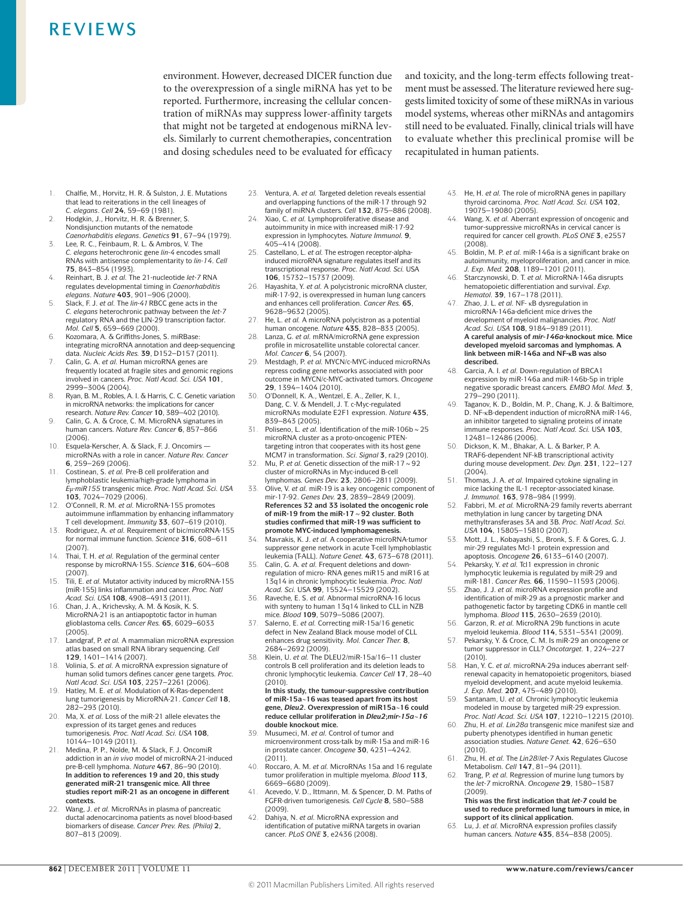environment. However, decreased DICER function due to the overexpression of a single miRNA has yet to be reported. Furthermore, increasing the cellular concentration of miRNAs may suppress lower-affinity targets that might not be targeted at endogenous miRNA levels. Similarly to current chemotherapies, concentration and dosing schedules need to be evaluated for efficacy and toxicity, and the long-term effects following treatment must be assessed. The literature reviewed here suggests limited toxicity of some of these miRNAs in various model systems, whereas other miRNAs and antagomirs still need to be evaluated. Finally, clinical trials will have to evaluate whether this preclinical promise will be recapitulated in human patients.

1. Chalfie, M., Horvitz, H. R. & Sulston, J. E. Mutations that lead to reiterations in the cell lineages of *C. elegans*. *Cell* **24**, 59–69 (1981).
2. Hodgkin, J., Horvitz, H. R. & Brenner, S. Nondisjunction mutants of the nematode *Caenorhabditis elegans*. *Genetics* **91**, 67–94 (1979).
3. Lee, R. C., Feinbaum, R. L. & Ambros, V. The *C. elegans* heterochronic gene *lin-4* encodes small RNAs with antisense complementarity to *lin-14*. *Cell* **75**, 843–854 (1993).
4. Reinhart, B. J. *et al.* The 21-nucleotide *let-7* RNA regulates developmental timing in *Caenorhabditis elegans*. *Nature* **403**, 901–906 (2000).
5. Slack, F. J. *et al.* The *lin-41* RBCC gene acts in the *C. elegans* heterochronic pathway between the *let-7* regulatory RNA and the LIN-29 transcription factor. *Mol. Cell* **5**, 659–669 (2000).
6. Kozomara, A. & Griffiths-Jones, S. miRBase: integrating microRNA annotation and deep-sequencing data. *Nucleic Acids Res.* **39**, D152–D157 (2011).
7. Calin, G. A. *et al.* Human microRNA genes are frequently located at fragile sites and genomic regions involved in cancers. *Proc. Natl Acad. Sci. USA* **101**, 2999–3004 (2004).
8. Ryan, B. M., Robles, A. I. & Harris, C. C. Genetic variation in microRNA networks: the implications for cancer research. *Nature Rev. Cancer* **10**, 389–402 (2010).
9. Calin, G. A. & Croce, C. M. MicroRNA signatures in human cancers. *Nature Rev. Cancer* **6**, 857–866 (2006).
10. Esquela-Kerscher, A. & Slack, F. J. Oncomirs — microRNAs with a role in cancer. *Nature Rev. Cancer* **6**, 259–269 (2006).
11. Costinean, S. *et al.* Pre-B cell proliferation and lymphoblastic leukemia/high-grade lymphoma in *Eμ-miR155* transgenic mice. *Proc. Natl Acad. Sci. USA* **103**, 7024–7029 (2006).
12. O'Connell, R. M. *et al.* MicroRNA-155 promotes autoimmune inflammation by enhancing inflammatory T cell development. *Immunity* **33**, 607–619 (2010).
13. Rodriguez, A. *et al.* Requirement of bic/microRNA-155 for normal immune function. *Science* **316**, 608–611 (2007).
14. Thai, T. H. *et al.* Regulation of the germinal center response by microRNA-155. *Science* **316**, 604–608 (2007).
15. Tili, E. *et al.* Mutator activity induced by microRNA-155 (miR-155) links inflammation and cancer. *Proc. Natl Acad. Sci. USA* **108**, 4908–4913 (2011).
16. Chan, J. A., Krichevsky, A. M. & Kosik, K. S. MicroRNA-21 is an antiapoptotic factor in human glioblastoma cells. *Cancer Res.* **65**, 6029–6033 (2005).
17. Landgraf, P. *et al.* A mammalian microRNA expression atlas based on small RNA library sequencing. *Cell* **129**, 1401–1414 (2007).
18. Volinia, S. *et al.* A microRNA expression signature of human solid tumors defines cancer gene targets. *Proc. Natl Acad. Sci. USA* **103**, 2257–2261 (2006).
19. Hatley, M. E. *et al.* Modulation of K-Ras-dependent lung tumorigenesis by MicroRNA-21. *Cancer Cell* **18**, 282–293 (2010).
20. Ma, X. *et al.* Loss of the miR-21 allele elevates the expression of its target genes and reduces tumorigenesis. *Proc. Natl Acad. Sci. USA* **108**, 10144–10149 (2011).
21. Medina, P. P., Nolde, M. & Slack, F. J. OncomiR addiction in an *in vivo* model of microRNA-21-induced pre-B-cell lymphoma. *Nature* **467**, 86–90 (2010).
**In addition to references 19 and 20, this study generated miR-21 transgenic mice. All three studies report miR-21 as an oncogene in different contexts.**
22. Wang, J. *et al.* MicroRNAs in plasma of pancreatic ductal adenocarcinoma patients as novel blood-based biomarkers of disease. *Cancer Prev. Res. (Phila)* **2**, 807–813 (2009).
23. Ventura, A. *et al.* Targeted deletion reveals essential and overlapping functions of the miR-17 through 92 family of miRNA clusters. *Cell* **132**, 875–886 (2008).
24. Xiao, C. *et al.* Lymphoproliferative disease and autoimmunity in mice with increased miR-17-92 expression in lymphocytes. *Nature Immunol.* **9**, 405–414 (2008).
25. Castellano, L. *et al.* The estrogen receptor-alpha-induced microRNA signature regulates itself and its transcriptional response. *Proc. Natl Acad. Sci. USA* **106**, 15732–15737 (2009).
26. Hayashita, Y. *et al.* A polycistronic microRNA cluster, miR-17-92, is overexpressed in human lung cancers and enhances cell proliferation. *Cancer Res.* **65**, 9628–9632 (2005).
27. He, L. *et al.* A microRNA polycistron as a potential human oncogene. *Nature* **435**, 828–833 (2005).
28. Lanza, G. *et al.* mRNA/microRNA gene expression profile in microsatellite unstable colorectal cancer. *Mol. Cancer* **6**, 54 (2007).
29. Mestdagh, P. *et al.* MYCN/c-MYC-induced microRNAs repress coding gene networks associated with poor outcome in MYCN/c-MYC-activated tumors. *Oncogene* **29**, 1394–1404 (2010).
30. O'Donnell, K. A., Wentzel, E. A., Zeller, K. I., Dang, C. V. & Mendell, J. T. c-Myc-regulated microRNAs modulate E2F1 expression. *Nature* **435**, 839–843 (2005).
31. Poliseno, L. *et al.* Identification of the miR-106b~25 microRNA cluster as a proto-oncogenic PTEN-targeting intron that cooperates with its host gene MCM7 in transformation. *Sci. Signal* **3**, ra29 (2010).
32. Mu, P. *et al.* Genetic dissection of the miR-17~92 cluster of microRNAs in Myc-induced B-cell lymphomas. *Genes Dev.* **23**, 2806–2811 (2009).
33. Olive, V. *et al.* miR-19 is a key oncogenic component of mir-17-92. *Genes Dev.* **23**, 2839–2849 (2009).
**References 32 and 33 isolated the oncogenic role of miR-19 from the miR-17~92 cluster. Both studies confirmed that miR-19 was sufficient to promote MYC-induced lymphomagenesis.**
34. Mavrakis, K. J. *et al.* A cooperative microRNA-tumor suppressor gene network in acute T-cell lymphoblastic leukemia (T-ALL). *Nature Genet.* **43**, 673–678 (2011).
35. Calin, G. A. *et al.* Frequent deletions and down-regulation of micro- RNA genes miR15 and miR16 at 13q14 in chronic lymphocytic leukemia. *Proc. Natl Acad. Sci. USA* **99**, 15524–15529 (2002).
36. Raveche, E. S. *et al.* Abnormal microRNA-16 locus with synteny to human 13q14 linked to CLL in NZB mice. *Blood* **109**, 5079–5086 (2007).
37. Salerno, E. *et al.* Correcting miR-15a/16 genetic defect in New Zealand Black mouse model of CLL enhances drug sensitivity. *Mol. Cancer Ther.* **8**, 2684–2692 (2009).
38. Klein, U. *et al.* The DLEU2/miR-15a/16–1 cluster controls B cell proliferation and its deletion leads to chronic lymphocytic leukemia. *Cancer Cell* **17**, 28–40 (2010).
**In this study, the tumour-suppressive contribution of miR-15a~16 was teased apart from its host gene, *Dleu2*. Overexpression of miR15a~16 could reduce cellular proliferation in *Dleu2;mir-15a~16* double knockout mice.**
39. Musumeci, M. *et al.* Control of tumor and microenvironment cross-talk by miR-15a and miR-16 in prostate cancer. *Oncogene* **30**, 4231–4242. (2011).
40. Roccaro, A. M. *et al.* MicroRNAs 15a and 16 regulate tumor proliferation in multiple myeloma. *Blood* **113**, 6669–6680 (2009).
41. Acevedo, V. D., Ittmann, M. & Spencer, D. M. Paths of FGFR-driven tumorigenesis. *Cell Cycle* **8**, 580–588 (2009).
42. Dahiya, N. *et al.* MicroRNA expression and identification of putative miRNA targets in ovarian cancer. *PLoS ONE* **3**, e2436 (2008).
43. He, H. *et al.* The role of microRNA genes in papillary thyroid carcinoma. *Proc. Natl Acad. Sci. USA* **102**, 19075–19080 (2005).
44. Wang, X. *et al.* Aberrant expression of oncogenic and tumor-suppressive microRNAs in cervical cancer is required for cancer cell growth. *PLoS ONE* **3**, e2557 (2008).
45. Boldin, M. P. *et al.* miR-146a is a significant brake on autoimmunity, myeloproliferation, and cancer in mice. *J. Exp. Med.* **208**, 1189–1201 (2011).
46. Starczynowski, D. T. *et al.* MicroRNA-146a disrupts hematopoietic differentiation and survival. *Exp. Hematol.* **39**, 167–178 (2011).
47. Zhao, J. L. *et al.* NF- κB dysregulation in microRNA-146a-deficient mice drives the development of myeloid malignancies. *Proc. Natl Acad. Sci. USA* **108**, 9184–9189 (2011).
**A careful analysis of *mir-146a*-knockout mice. Mice developed myeloid sarcomas and lymphomas. A link between miR-146a and NF-κB was also described.**
48. Garcia, A. I. *et al.* Down-regulation of BRCA1 expression by miR-146a and miR-146b-5p in triple negative sporadic breast cancers. *EMBO Mol. Med.* **3**, 279–290 (2011).
49. Taganov, K. D., Boldin, M. P., Chang, K. J. & Baltimore, D. NF-κB-dependent induction of microRNA miR-146, an inhibitor targeted to signaling proteins of innate immune responses. *Proc. Natl Acad. Sci. USA* **103**, 12481–12486 (2006).
50. Dickson, K. M., Bhakar, A. L. & Barker, P. A. TRAF6-dependent NF-kB transcriptional activity during mouse development. *Dev. Dyn.* **231**, 122–127 (2004).
51. Thomas, J. A. *et al.* Impaired cytokine signaling in mice lacking the IL-1 receptor-associated kinase. *J. Immunol.* **163**, 978–984 (1999).
52. Fabbri, M. *et al.* MicroRNA-29 family reverts aberrant methylation in lung cancer by targeting DNA methyltransferases 3A and 3B. *Proc. Natl Acad. Sci. USA* **104**, 15805–15810 (2007).
53. Mott, J. L., Kobayashi, S., Bronk, S. F. & Gores, G. J. mir-29 regulates Mcl-1 protein expression and apoptosis. *Oncogene* **26**, 6133–6140 (2007).
54. Pekarsky, Y. *et al.* Tcl1 expression in chronic lymphocytic leukemia is regulated by miR-29 and miR-181. *Cancer Res.* **66**, 11590–11593 (2006).
55. Zhao, J. J. *et al.* microRNA expression profile and identification of miR-29 as a prognostic marker and pathogenetic factor by targeting CDK6 in mantle cell lymphoma. *Blood* **115**, 2630–2639 (2010).
56. Garzon, R. *et al.* MicroRNA 29b functions in acute myeloid leukemia. *Blood* **114**, 5331–5341 (2009).
57. Pekarsky, Y. & Croce, C. M. Is miR-29 an oncogene or tumor suppressor in CLL? *Oncotarget.* **1**, 224–227 (2010).
58. Han, Y. C. *et al.* microRNA-29a induces aberrant self-renewal capacity in hematopoietic progenitors, biased myeloid development, and acute myeloid leukemia. *J. Exp. Med.* **207**, 475–489 (2010).
59. Santanam, U. *et al.* Chronic lymphocytic leukemia modeled in mouse by targeted miR-29 expression. *Proc. Natl Acad. Sci. USA* **107**, 12210–12215 (2010).
60. Zhu, H. *et al.* *Lin28a* transgenic mice manifest size and puberty phenotypes identified in human genetic association studies. *Nature Genet.* **42**, 626–630 (2010).
61. Zhu, H. *et al.* The *Lin28*/*let-7* Axis Regulates Glucose Metabolism. *Cell* **147**, 81–94 (2011).
62. Trang, P. *et al.* Regression of murine lung tumors by the *let-7* microRNA. *Oncogene* **29**, 1580–1587 (2009).
**This was the first indication that *let-7* could be used to reduce preformed lung tumours in mice, in support of its clinical application.**
63. Lu, J. *et al.* MicroRNA expression profiles classify human cancers. *Nature* **435**, 834–838 (2005).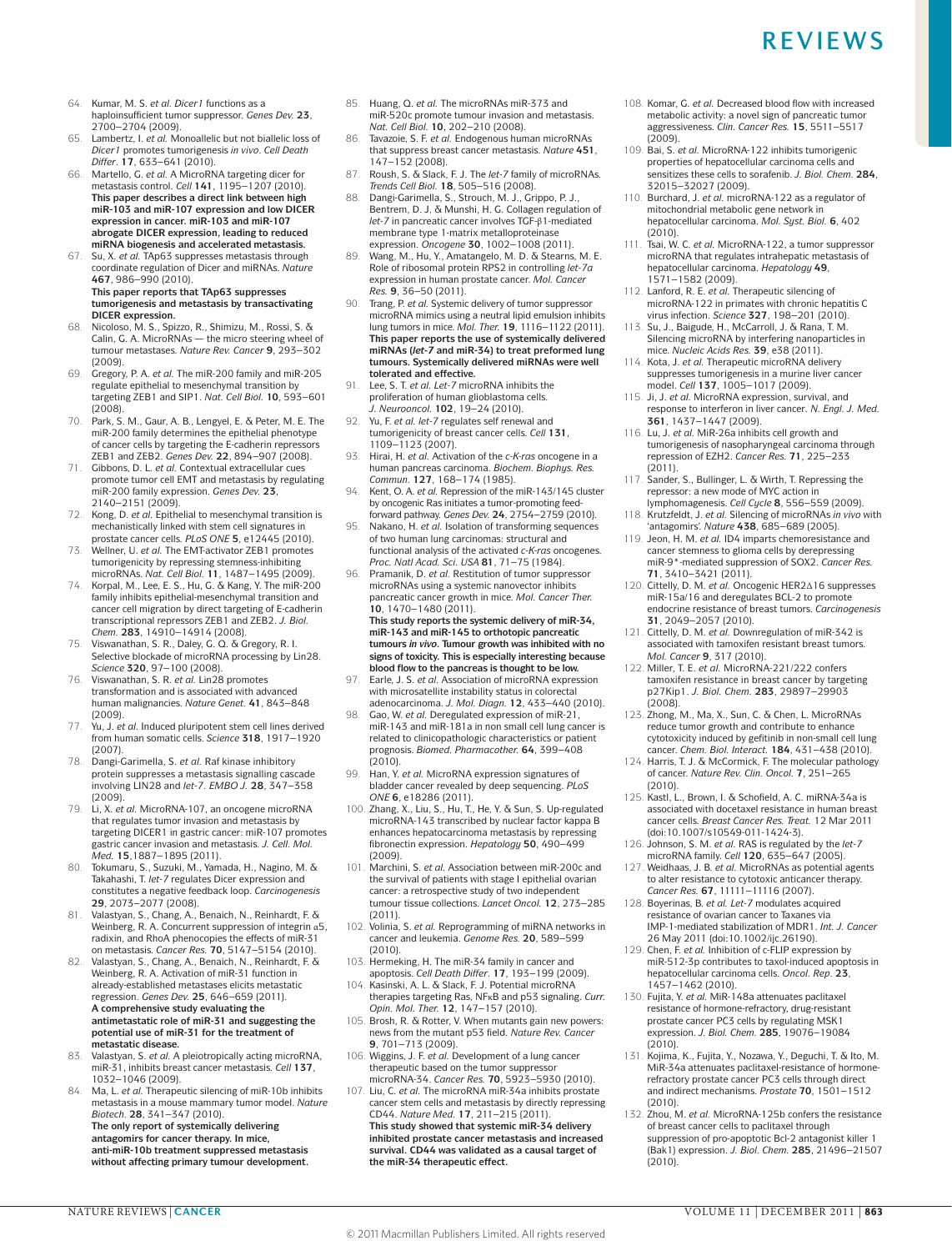64. Kumar, M. S. *et al.* *Dicer1* functions as a haploinsufficient tumor suppressor. *Genes Dev.* **23**, 2700–2704 (2009).
65. Lambertz, I. *et al.* Monoallelic but not biallelic loss of *Dicer1* promotes tumorigenesis *in vivo*. *Cell Death Differ.* **17**, 633–641 (2010).
66. Martello, G. *et al.* A MicroRNA targeting dicer for metastasis control. *Cell* **141**, 1195–1207 (2010). **This paper describes a direct link between high miR-103 and miR-107 expression and low DICER expression in cancer. miR-103 and miR-107 abrogate DICER expression, leading to reduced miRNA biogenesis and accelerated metastasis.**
67. Su, X. *et al.* TAp63 suppresses metastasis through coordinate regulation of Dicer and miRNAs. *Nature* **467**, 986–990 (2010). **This paper reports that TAp63 suppresses tumorigenesis and metastasis by transactivating DICER expression.**
68. Nicoloso, M. S., Spizzo, R., Shimizu, M., Rossi, S. & Calin, G. A. MicroRNAs — the micro steering wheel of tumour metastases. *Nature Rev. Cancer* **9**, 293–302 (2009).
69. Gregory, P. A. *et al.* The miR-200 family and miR-205 regulate epithelial to mesenchymal transition by targeting ZEB1 and SIP1. *Nat. Cell Biol.* **10**, 593–601 (2008).
70. Park, S. M., Gaur, A. B., Lengyel, E. & Peter, M. E. The miR-200 family determines the epithelial phenotype of cancer cells by targeting the E-cadherin repressors ZEB1 and ZEB2. *Genes Dev.* **22**, 894–907 (2008).
71. Gibbons, D. L. *et al.* Contextual extracellular cues promote tumor cell EMT and metastasis by regulating miR-200 family expression. *Genes Dev.* **23**, 2140–2151 (2009).
72. Kong, D. *et al.* Epithelial to mesenchymal transition is mechanistically linked with stem cell signatures in prostate cancer cells. *PLoS ONE* **5**, e12445 (2010).
73. Wellner, U. *et al.* The EMT-activator ZEB1 promotes tumorigenicity by repressing stemness-inhibiting microRNAs. *Nat. Cell Biol.* **11**, 1487–1495 (2009).
74. Korpal, M., Lee, E. S., Hu, G. & Kang, Y. The miR-200 family inhibits epithelial-mesenchymal transition and cancer cell migration by direct targeting of E-cadherin transcriptional repressors ZEB1 and ZEB2. *J. Biol. Chem.* **283**, 14910–14914 (2008).
75. Viswanathan, S. R., Daley, G. Q. & Gregory, R. I. Selective blockade of microRNA processing by Lin28. *Science* **320**, 97–100 (2008).
76. Viswanathan, S. R. *et al.* Lin28 promotes transformation and is associated with advanced human malignancies. *Nature Genet.* **41**, 843–848 (2009).
77. Yu, J. *et al.* Induced pluripotent stem cell lines derived from human somatic cells. *Science* **318**, 1917–1920 (2007).
78. Dangi-Garimella, S. *et al.* Raf kinase inhibitory protein suppresses a metastasis signalling cascade involving LIN28 and *let-7*. *EMBO J.* **28**, 347–358 (2009).
79. Li, X. *et al.* MicroRNA-107, an oncogene microRNA that regulates tumor invasion and metastasis by targeting DICER1 in gastric cancer: miR-107 promotes gastric cancer invasion and metastasis. *J. Cell. Mol. Med.* **15**,1887–1895 (2011).
80. Tokumaru, S., Suzuki, M., Yamada, H., Nagino, M. & Takahashi, T. *let-7* regulates Dicer expression and constitutes a negative feedback loop. *Carcinogenesis* **29**, 2073–2077 (2008).
81. Valastyan, S., Chang, A., Benaich, N., Reinhardt, F. & Weinberg, R. A. Concurrent suppression of integrin α5, radixin, and RhoA phenocopies the effects of miR-31 on metastasis. *Cancer Res.* **70**, 5147–5154 (2010).
82. Valastyan, S., Chang, A., Benaich, N., Reinhardt, F. & Weinberg, R. A. Activation of miR-31 function in already-established metastases elicits metastatic regression. *Genes Dev.* **25**, 646–659 (2011). **A comprehensive study evaluating the antimetastatic role of miR-31 and suggesting the potential use of miR-31 for the treatment of metastatic disease.**
83. Valastyan, S. *et al.* A pleiotropically acting microRNA, miR-31, inhibits breast cancer metastasis. *Cell* **137**, 1032–1046 (2009).
84. Ma, L. *et al.* Therapeutic silencing of miR-10b inhibits metastasis in a mouse mammary tumor model. *Nature Biotech.* **28**, 341–347 (2010). **The only report of systemically delivering antagonists for cancer therapy. In mice, anti-miR-10b treatment suppressed metastasis without affecting primary tumour development.**
85. Huang, Q. *et al.* The microRNAs miR-373 and miR-520c promote tumour invasion and metastasis. *Nat. Cell Biol.* **10**, 202–210 (2008).
86. Tavazoie, S. F. *et al.* Endogenous human microRNAs that suppress breast cancer metastasis. *Nature* **451**, 147–152 (2008).
87. Roush, S. & Slack, F. J. The *let-7* family of microRNAs. *Trends Cell Biol.* **18**, 505–516 (2008).
88. Dangi-Garimella, S., Strouch, M. J., Grippo, P. J., Bentrem, D. J. & Munshi, H. G. Collagen regulation of *let-7* in pancreatic cancer involves TGF-β1-mediated membrane type 1-matrix metalloproteinase expression. *Oncogene* **30**, 1002–1008 (2011).
89. Wang, M., Hu, Y., Amatangelo, M. D. & Stearns, M. E. Role of ribosomal protein RPS2 in controlling *let-7a* expression in human prostate cancer. *Mol. Cancer Res.* **9**, 36–50 (2011).
90. Trang, P. *et al.* Systemic delivery of tumor suppressor microRNA mimics using a neutral lipid emulsion inhibits lung tumors in mice. *Mol. Ther.* **19**, 1116–1122 (2011). **This paper reports the use of systemically delivered miRNAs (*let-7* and miR-34) to treat preformed lung tumours. Systemically delivered miRNAs were well tolerated and effective.**
91. Lee, S. T. *et al.* *Let-7* microRNA inhibits the proliferation of human glioblastoma cells. *J. Neurooncol.* **102**, 19–24 (2010).
92. Yu, F. *et al.* *let-7* regulates self renewal and tumorigenicity of breast cancer cells. *Cell* **131**, 1109–1123 (2007).
93. Hirai, H. *et al.* Activation of the *c-K-ras* oncogene in a human pancreas carcinoma. *Biochem. Biophys. Res. Commun.* **127**, 168–174 (1985).
94. Kent, O. A. *et al.* Repression of the miR-143/145 cluster by oncogenic Ras initiates a tumor-promoting feed-forward pathway. *Genes Dev.* **24**, 2754–2759 (2010).
95. Nakano, H. *et al.* Isolation of transforming sequences of two human lung carcinomas: structural and functional analysis of the activated *c-K-ras* oncogenes. *Proc. Natl Acad. Sci. USA* **81**, 71–75 (1984).
96. Pramanik, D. *et al.* Restitution of tumor suppressor microRNAs using a systemic nanovector inhibits pancreatic cancer growth in mice. *Mol. Cancer Ther.* **10**, 1470–1480 (2011). **This study reports the systemic delivery of miR-34, miR-143 and miR-145 to orthotopic pancreatic tumours *in vivo*. Tumour growth was inhibited with no signs of toxicity. This is especially interesting because blood flow to the pancreas is thought to be low.**
97. Earle, J. S. *et al.* Association of microRNA expression with microsatellite instability status in colorectal adenocarcinoma. *J. Mol. Diagn.* **12**, 433–440 (2010).
98. Gao, W. *et al.* Deregulated expression of miR-21, miR-143 and miR-181a in non small cell lung cancer is related to clinicopathologic characteristics or patient prognosis. *Biomed. Pharmacother.* **64**, 399–408 (2010).
99. Han, Y. *et al.* MicroRNA expression signatures of bladder cancer revealed by deep sequencing. *PLoS ONE* **6**, e18286 (2011).
100. Zhang, X., Liu, S., Hu, T., He, Y. & Sun, S. Up-regulated microRNA-143 transcribed by nuclear factor kappa B enhances hepatocarcinoma metastasis by repressing fibronectin expression. *Hepatology* **50**, 490–499 (2009).
101. Marchini, S. *et al.* Association between miR-200c and the survival of patients with stage I epithelial ovarian cancer: a retrospective study of two independent tumour tissue collections. *Lancet Oncol.* **12**, 273–285 (2011).
102. Volinia, S. *et al.* Reprogramming of miRNA networks in cancer and leukemia. *Genome Res.* **20**, 589–599 (2010).
103. Hermeking, H. The miR-34 family in cancer and apoptosis. *Cell Death Differ.* **17**, 193–199 (2009).
104. Kasinski, A. L. & Slack, F. J. Potential microRNA therapies targeting Ras, NFκB and p53 signaling. *Curr. Opin. Mol. Ther.* **12**, 147–157 (2010).
105. Brosh, R. & Rotter, V. When mutants gain new powers: news from the mutant p53 field. *Nature Rev. Cancer* **9**, 701–713 (2009).
106. Wiggins, J. F. *et al.* Development of a lung cancer therapeutic based on the tumor suppressor microRNA-34. *Cancer Res.* **70**, 5923–5930 (2010).
107. Liu, C. *et al.* The microRNA miR-34a inhibits prostate cancer stem cells and metastasis by directly repressing CD44. *Nature Med.* **17**, 211–215 (2011). **This study showed that systemic miR-34 delivery inhibited prostate cancer metastasis and increased survival. CD44 was validated as a causal target of the miR-34 therapeutic effect.**
108. Komar, G. *et al.* Decreased blood flow with increased metabolic activity: a novel sign of pancreatic tumor aggressiveness. *Clin. Cancer Res.* **15**, 5511–5517 (2009).
109. Bai, S. *et al.* MicroRNA-122 inhibits tumorigenic properties of hepatocellular carcinoma cells and sensitizes these cells to sorafenib. *J. Biol. Chem.* **284**, 32015–32027 (2009).
110. Burchard, J. *et al.* microRNA-122 as a regulator of mitochondrial metabolic gene network in hepatocellular carcinoma. *Mol. Syst. Biol.* **6**, 402 (2010).
111. Tsai, W. C. *et al.* MicroRNA-122, a tumor suppressor microRNA that regulates intrahepatic metastasis of hepatocellular carcinoma. *Hepatology* **49**, 1571–1582 (2009).
112. Lanford, R. E. *et al.* Therapeutic silencing of microRNA-122 in primates with chronic hepatitis C virus infection. *Science* **327**, 198–201 (2010).
113. Su, J., Baigude, H., McCarroll, J. & Rana, T. M. Silencing microRNA by interfering nanoparticles in mice. *Nucleic Acids Res.* **39**, e38 (2011).
114. Kota, J. *et al.* Therapeutic microRNA delivery suppresses tumorigenesis in a murine liver cancer model. *Cell* **137**, 1005–1017 (2009).
115. Ji, J. *et al.* MicroRNA expression, survival, and response to interferon in liver cancer. *N. Engl. J. Med.* **361**, 1437–1447 (2009).
116. Lu, J. *et al.* MiR-26a inhibits cell growth and tumorigenesis of nasopharyngeal carcinoma through repression of EZH2. *Cancer Res.* **71**, 225–233 (2011).
117. Sander, S., Bullinger, L. & Wirth, T. Repressing the repressor: a new mode of MYC action in lymphomagenesis. *Cell Cycle* **8**, 556–559 (2009).
118. Krutzfeldt, J. *et al.* Silencing of microRNAs *in vivo* with 'antagomirs'. *Nature* **438**, 685–689 (2005).
119. Jeon, H. M. *et al.* ID4 imparts chemoresistance and cancer stemness to glioma cells by derepressing miR-9*-mediated suppression of SOX2. *Cancer Res.* **71**, 3410–3421 (2011).
120. Cittelly, D. M. *et al.* Oncogenic HER2Δ16 suppresses miR-15a/16 and deregulates BCL-2 to promote endocrine resistance of breast tumors. *Carcinogenesis* **31**, 2049–2057 (2010).
121. Cittelly, D. M. *et al.* Downregulation of miR-342 is associated with tamoxifen resistant breast tumors. *Mol. Cancer* **9**, 317 (2010).
122. Miller, T. E. *et al.* MicroRNA-221/222 confers tamoxifen resistance in breast cancer by targeting p27Kip1. *J. Biol. Chem.* **283**, 29897–29903 (2008).
123. Zhong, M., Ma, X., Sun, C. & Chen, L. MicroRNAs reduce tumor growth and contribute to enhance cytotoxicity induced by gefitinib in non-small cell lung cancer. *Chem. Biol. Interact.* **184**, 431–438 (2010).
124. Harris, T. J. & McCormick, F. The molecular pathology of cancer. *Nature Rev. Clin. Oncol.* **7**, 251–265 (2010).
125. Kastl, L., Brown, I. & Schofield, A. C. miRNA-34a is associated with docetaxel resistance in human breast cancer cells. *Breast Cancer Res. Treat.* 12 Mar 2011 (doi:10.1007/s10549-011-1424-3).
126. Johnson, S. M. *et al.* RAS is regulated by the *let-7* microRNA family. *Cell* **120**, 635–647 (2005).
127. Weidhaas, J. B. *et al.* MicroRNAs as potential agents to alter resistance to cytotoxic anticancer therapy. *Cancer Res.* **67**, 11111–11116 (2007).
128. Boyerinas, B. *et al.* *Let-7* modulates acquired resistance of ovarian cancer to Taxanes via IMP-1-mediated stabilization of MDR1. *Int. J. Cancer* 26 May 2011 (doi:10.1002/ijc.26190).
129. Chen, F. *et al.* Inhibition of c-FLIP expression by miR-512-3p contributes to taxol-induced apoptosis in hepatocellular carcinoma cells. *Oncol. Rep.* **23**, 1457–1462 (2010).
130. Fujita, Y. *et al.* MiR-148a attenuates paclitaxel resistance of hormone-refractory, drug-resistant prostate cancer PC3 cells by regulating MSK1 expression. *J. Biol. Chem.* **285**, 19076–19084 (2010).
131. Kojima, K., Fujita, Y., Nozawa, Y., Deguchi, T. & Ito, M. MiR-34a attenuates paclitaxel-resistance of hormone-refractory prostate cancer PC3 cells through direct and indirect mechanisms. *Prostate* **70**, 1501–1512 (2010).
132. Zhou, M. *et al.* MicroRNA-125b confers the resistance of breast cancer cells to paclitaxel through suppression of pro-apoptotic Bcl-2 antagonist killer 1 (Bak1) expression. *J. Biol. Chem.* **285**, 21496–21507 (2010).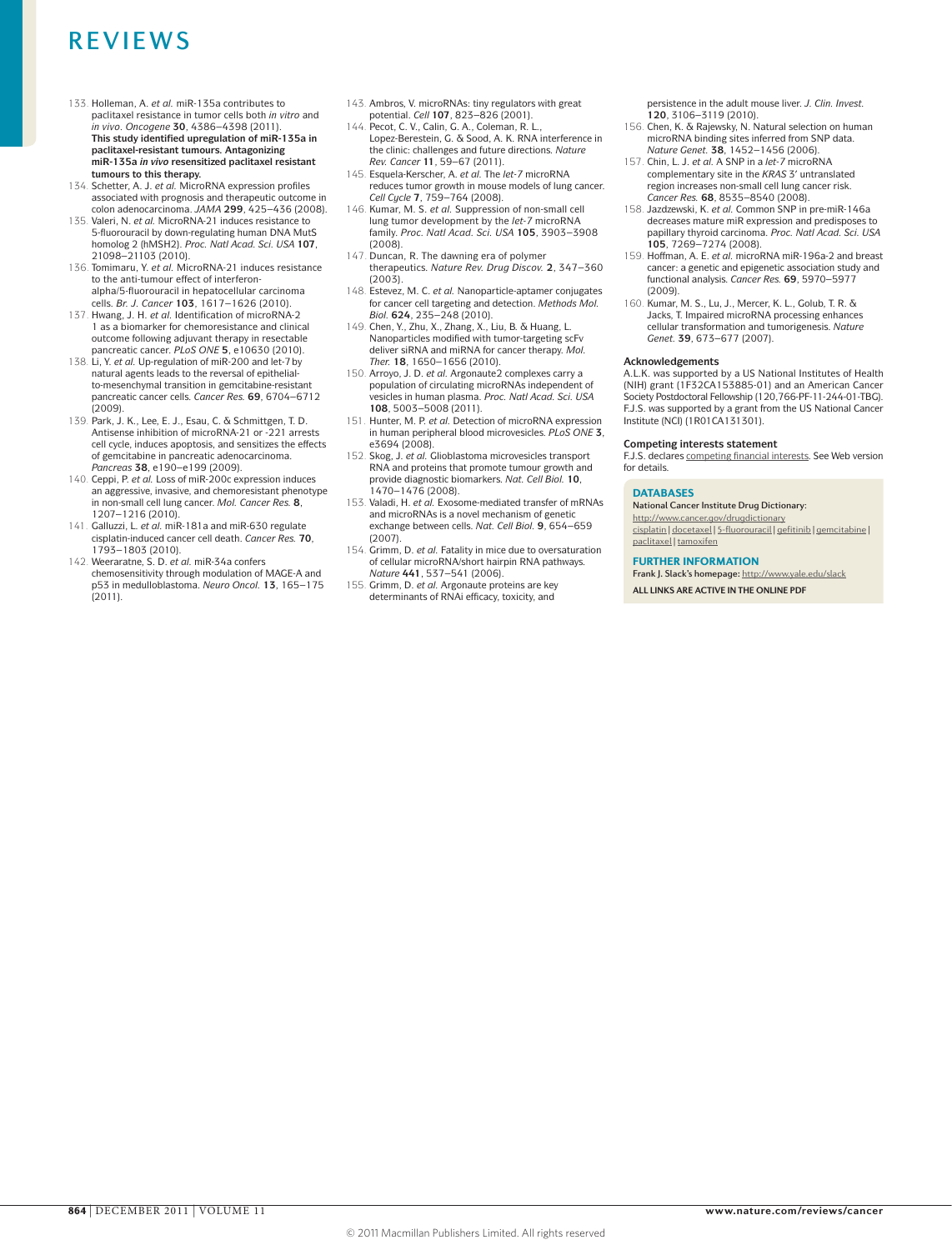133. Holleman, A. *et al.* miR-135a contributes to paclitaxel resistance in tumor cells both *in vitro* and *in vivo*. *Oncogene* **30**, 4386–4398 (2011).
**This study identified upregulation of miR-135a in paclitaxel-resistant tumours. Antagonizing miR-135a *in vivo* resensitized paclitaxel resistant tumours to this therapy.**
134. Schetter, A. J. *et al.* MicroRNA expression profiles associated with prognosis and therapeutic outcome in colon adenocarcinoma. *JAMA* **299**, 425–436 (2008).
135. Valeri, N. *et al.* MicroRNA-21 induces resistance to 5-fluorouracil by down-regulating human DNA MutS homolog 2 (hMSH2). *Proc. Natl Acad. Sci. USA* **107**, 21098–21103 (2010).
136. Tomimaru, Y. *et al.* MicroRNA-21 induces resistance to the anti-tumour effect of interferon-alpha/5-fluorouracil in hepatocellular carcinoma cells. *Br. J. Cancer* **103**, 1617–1626 (2010).
137. Hwang, J. H. *et al.* Identification of microRNA-21 as a biomarker for chemoresistance and clinical outcome following adjuvant therapy in resectable pancreatic cancer. *PLoS ONE* **5**, e10630 (2010).
138. Li, Y. *et al.* Up-regulation of miR-200 and let-7 by natural agents leads to the reversal of epithelial-to-mesenchymal transition in gemcitabine-resistant pancreatic cancer cells. *Cancer Res.* **69**, 6704–6712 (2009).
139. Park, J. K., Lee, E. J., Esau, C. & Schmittgen, T. D. Antisense inhibition of microRNA-21 or -221 arrests cell cycle, induces apoptosis, and sensitizes the effects of gemcitabine in pancreatic adenocarcinoma. *Pancreas* **38**, e190–e199 (2009).
140. Ceppi, P. *et al.* Loss of miR-200c expression induces an aggressive, invasive, and chemoresistant phenotype in non-small cell lung cancer. *Mol. Cancer Res.* **8**, 1207–1216 (2010).
141. Galluzzi, L. *et al.* miR-181a and miR-630 regulate cisplatin-induced cancer cell death. *Cancer Res.* **70**, 1793–1803 (2010).
142. Weeraratne, S. D. *et al.* miR-34a confers chemosensitivity through modulation of MAGE-A and p53 in medulloblastoma. *Neuro Oncol.* **13**, 165–175 (2011).
143. Ambros, V. microRNAs: tiny regulators with great potential. *Cell* **107**, 823–826 (2001).
144. Pecot, C. V., Calin, G. A., Coleman, R. L., Lopez-Berestein, G. & Sood, A. K. RNA interference in the clinic: challenges and future directions. *Nature Rev. Cancer* **11**, 59–67 (2011).
145. Esquela-Kerscher, A. *et al.* The *let-7* microRNA reduces tumor growth in mouse models of lung cancer. *Cell Cycle* **7**, 759–764 (2008).
146. Kumar, M. S. *et al.* Suppression of non-small cell lung tumor development by the *let-7* microRNA family. *Proc. Natl Acad. Sci. USA* **105**, 3903–3908 (2008).
147. Duncan, R. The dawning era of polymer therapeutics. *Nature Rev. Drug Discov.* **2**, 347–360 (2003).
148. Estevez, M. C. *et al.* Nanoparticle-aptamer conjugates for cancer cell targeting and detection. *Methods Mol. Biol.* **624**, 235–248 (2010).
149. Chen, Y., Zhu, X., Zhang, X., Liu, B. & Huang, L. Nanoparticles modified with tumor-targeting scFv deliver siRNA and miRNA for cancer therapy. *Mol. Ther.* **18**, 1650–1656 (2010).
150. Arroyo, J. D. *et al.* Argonaute2 complexes carry a population of circulating microRNAs independent of vesicles in human plasma. *Proc. Natl Acad. Sci. USA* **108**, 5003–5008 (2011).
151. Hunter, M. P. *et al.* Detection of microRNA expression in human peripheral blood microvesicles. *PLoS ONE* **3**, e3694 (2008).
152. Skog, J. *et al.* Glioblastoma microvesicles transport RNA and proteins that promote tumour growth and provide diagnostic biomarkers. *Nat. Cell Biol.* **10**, 1470–1476 (2008).
153. Valadi, H. *et al.* Exosome-mediated transfer of mRNAs and microRNAs is a novel mechanism of genetic exchange between cells. *Nat. Cell Biol.* **9**, 654–659 (2007).
154. Grimm, D. *et al.* Fatality in mice due to oversaturation of cellular microRNA/short hairpin RNA pathways. *Nature* **441**, 537–541 (2006).
155. Grimm, D. *et al.* Argonaute proteins are key determinants of RNAi efficacy, toxicity, and persistence in the adult mouse liver. *J. Clin. Invest.* **120**, 3106–3119 (2010).
156. Chen, K. & Rajewsky, N. Natural selection on human microRNA binding sites inferred from SNP data. *Nature Genet.* **38**, 1452–1456 (2006).
157. Chin, L. J. *et al.* A SNP in a *let-7* microRNA complementary site in the *KRAS* 3′ untranslated region increases non-small cell lung cancer risk. *Cancer Res.* **68**, 8535–8540 (2008).
158. Jazdzewski, K. *et al.* Common SNP in pre-miR-146a decreases mature miR expression and predisposes to papillary thyroid carcinoma. *Proc. Natl Acad. Sci. USA* **105**, 7269–7274 (2008).
159. Hoffman, A. E. *et al.* microRNA miR-196a-2 and breast cancer: a genetic and epigenetic association study and functional analysis. *Cancer Res.* **69**, 5970–5977 (2009).
160. Kumar, M. S., Lu, J., Mercer, K. L., Golub, T. R. & Jacks, T. Impaired microRNA processing enhances cellular transformation and tumorigenesis. *Nature Genet.* **39**, 673–677 (2007).

### Acknowledgements

A.L.K. was supported by a US National Institutes of Health (NIH) grant (1F32CA153885-01) and an American Cancer Society Postdoctoral Fellowship (120,766-PF-11-244-01-TBG). F.J.S. was supported by a grant from the US National Cancer Institute (NCI) (1R01CA131301).

### Competing interests statement

F.J.S. declares competing financial interests. See Web version for details.

### DATABASES

National Cancer Institute Drug Dictionary:
http://www.cancer.gov/drugdictionary
cisplatin | docetaxel | 5-fluorouracil | gefitinib | gemcitabine | paclitaxel | tamoxifen

### FURTHER INFORMATION

Frank J. Slack's homepage: http://www.yale.edu/slack

ALL LINKS ARE ACTIVE IN THE ONLINE PDF